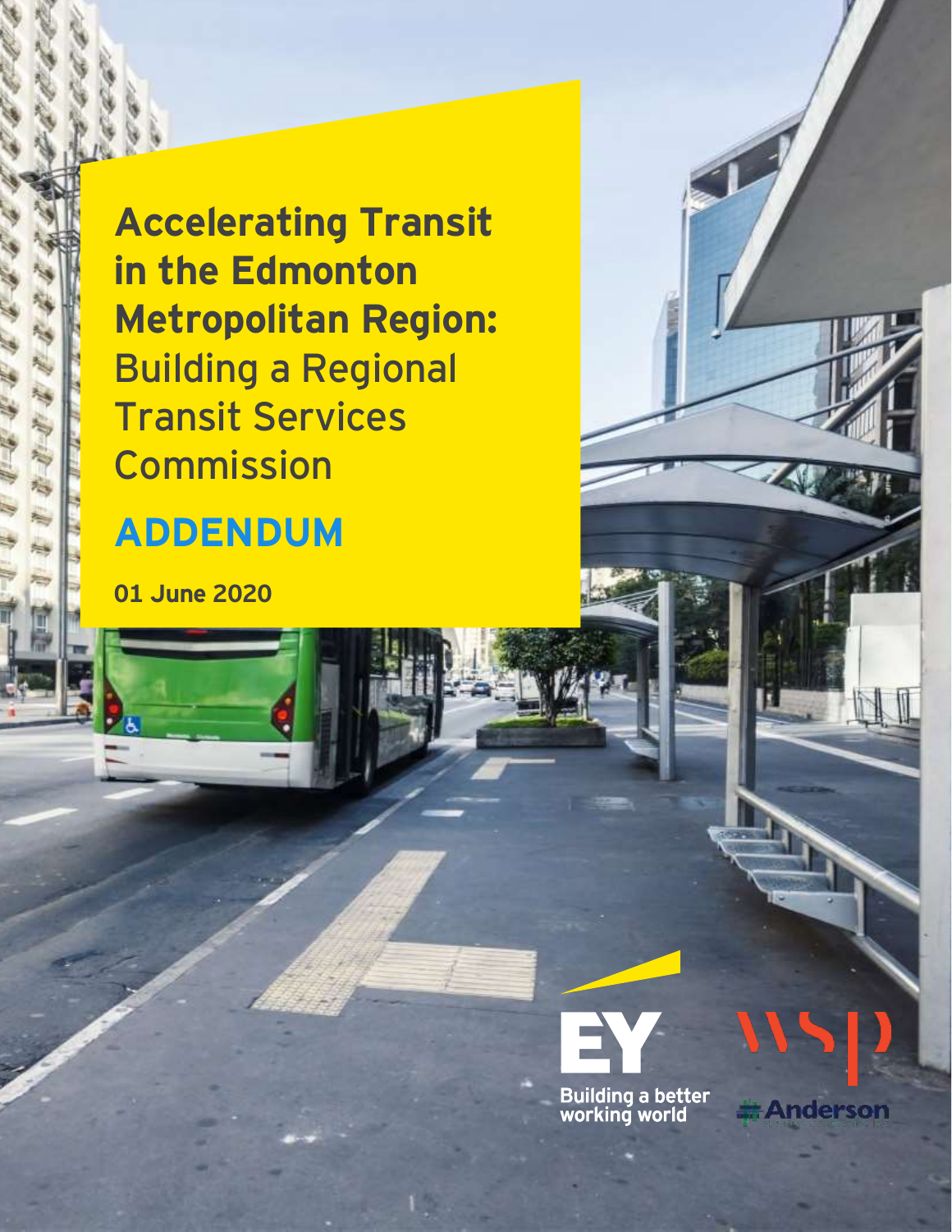# Accelerating Transit in the Edmonton Metropolitan Region: Building a Regional Transit Services Commission

## ADDENDUM

**01 June 2020**

EY
Building a better working world

WSP

Anderson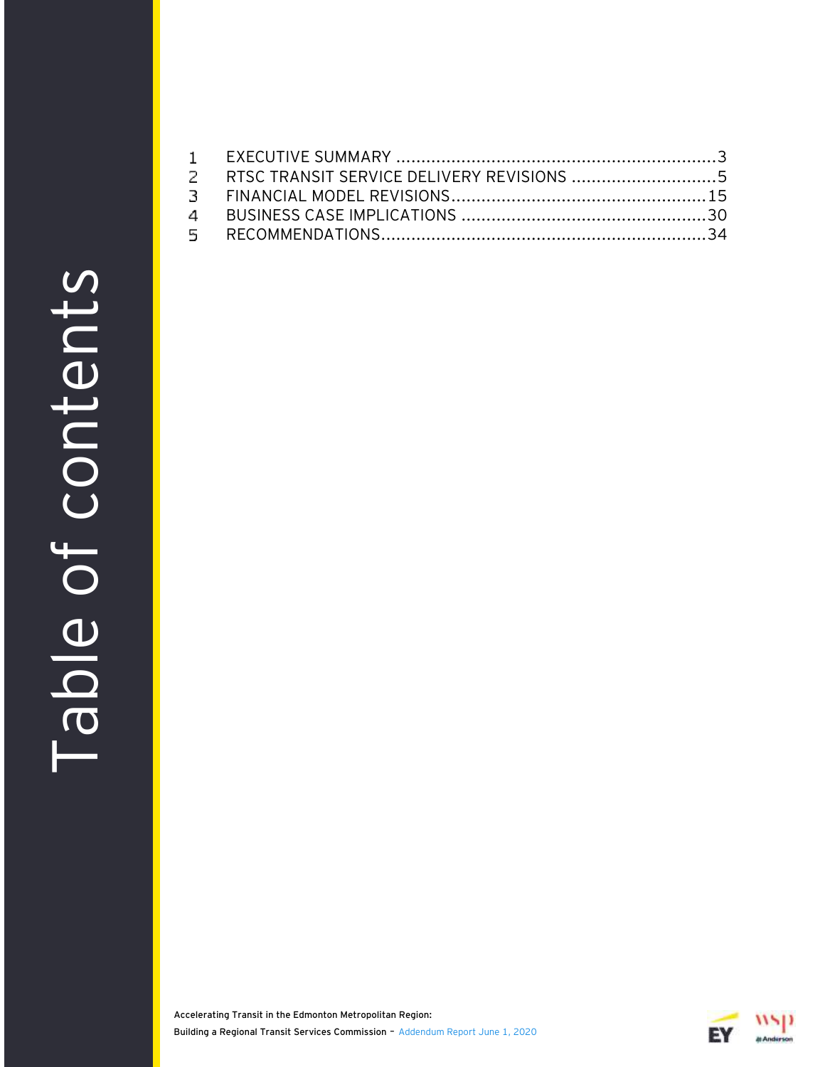# Table of contents

1 EXECUTIVE SUMMARY ................................................................3
2 RTSC TRANSIT SERVICE DELIVERY REVISIONS ..............................5
3 FINANCIAL MODEL REVISIONS...................................................15
4 BUSINESS CASE IMPLICATIONS .................................................30
5 RECOMMENDATIONS.................................................................34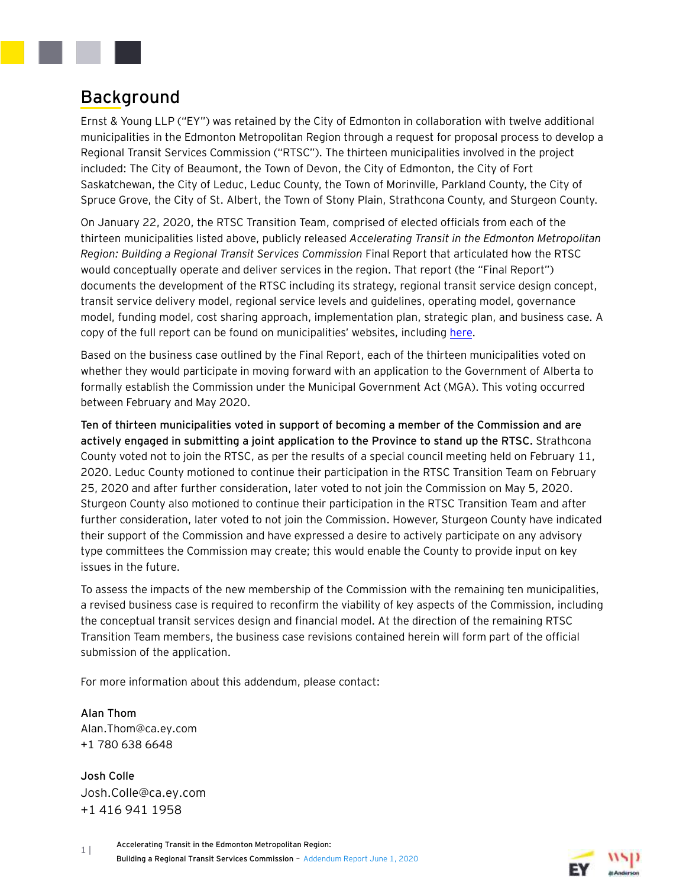# Background

Ernst & Young LLP ("EY") was retained by the City of Edmonton in collaboration with twelve additional municipalities in the Edmonton Metropolitan Region through a request for proposal process to develop a Regional Transit Services Commission ("RTSC"). The thirteen municipalities involved in the project included: The City of Beaumont, the Town of Devon, the City of Edmonton, the City of Fort Saskatchewan, the City of Leduc, Leduc County, the Town of Morinville, Parkland County, the City of Spruce Grove, the City of St. Albert, the Town of Stony Plain, Strathcona County, and Sturgeon County.

On January 22, 2020, the RTSC Transition Team, comprised of elected officials from each of the thirteen municipalities listed above, publicly released *Accelerating Transit in the Edmonton Metropolitan Region: Building a Regional Transit Services Commission* Final Report that articulated how the RTSC would conceptually operate and deliver services in the region. That report (the "Final Report") documents the development of the RTSC including its strategy, regional transit service design concept, transit service delivery model, regional service levels and guidelines, operating model, governance model, funding model, cost sharing approach, implementation plan, strategic plan, and business case. A copy of the full report can be found on municipalities' websites, including here.

Based on the business case outlined by the Final Report, each of the thirteen municipalities voted on whether they would participate in moving forward with an application to the Government of Alberta to formally establish the Commission under the Municipal Government Act (MGA). This voting occurred between February and May 2020.

**Ten of thirteen municipalities voted in support of becoming a member of the Commission and are actively engaged in submitting a joint application to the Province to stand up the RTSC.** Strathcona County voted not to join the RTSC, as per the results of a special council meeting held on February 11, 2020. Leduc County motioned to continue their participation in the RTSC Transition Team on February 25, 2020 and after further consideration, later voted to not join the Commission on May 5, 2020. Sturgeon County also motioned to continue their participation in the RTSC Transition Team and after further consideration, later voted to not join the Commission. However, Sturgeon County have indicated their support of the Commission and have expressed a desire to actively participate on any advisory type committees the Commission may create; this would enable the County to provide input on key issues in the future.

To assess the impacts of the new membership of the Commission with the remaining ten municipalities, a revised business case is required to reconfirm the viability of key aspects of the Commission, including the conceptual transit services design and financial model. At the direction of the remaining RTSC Transition Team members, the business case revisions contained herein will form part of the official submission of the application.

For more information about this addendum, please contact:

**Alan Thom**
Alan.Thom@ca.ey.com
+1 780 638 6648

**Josh Colle**
Josh.Colle@ca.ey.com
+1 416 941 1958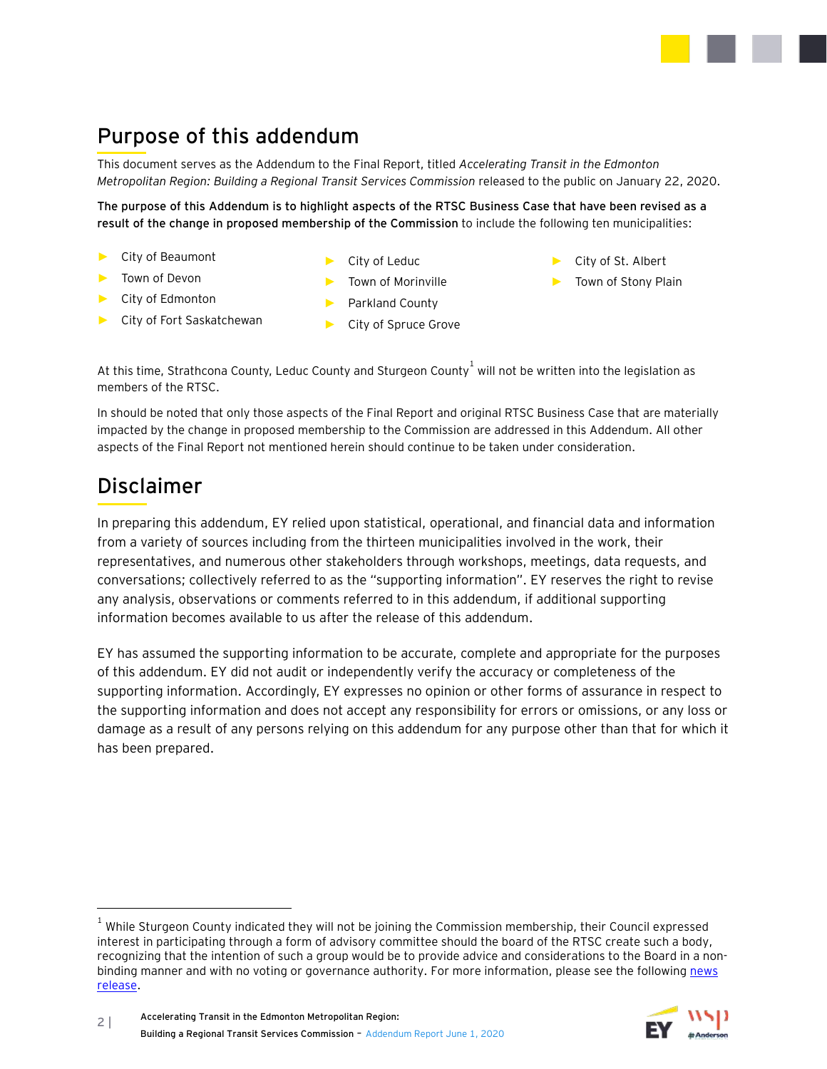## Purpose of this addendum

This document serves as the Addendum to the Final Report, titled *Accelerating Transit in the Edmonton Metropolitan Region: Building a Regional Transit Services Commission* released to the public on January 22, 2020.

**The purpose of this Addendum is to highlight aspects of the RTSC Business Case that have been revised as a result of the change in proposed membership of the Commission** to include the following ten municipalities:

- City of Beaumont
- Town of Devon
- City of Edmonton
- City of Fort Saskatchewan
- City of Leduc
- Town of Morinville
- Parkland County
- City of Spruce Grove
- City of St. Albert
- Town of Stony Plain

At this time, Strathcona County, Leduc County and Sturgeon County[1] will not be written into the legislation as members of the RTSC.

In should be noted that only those aspects of the Final Report and original RTSC Business Case that are materially impacted by the change in proposed membership to the Commission are addressed in this Addendum. All other aspects of the Final Report not mentioned herein should continue to be taken under consideration.

## Disclaimer

In preparing this addendum, EY relied upon statistical, operational, and financial data and information from a variety of sources including from the thirteen municipalities involved in the work, their representatives, and numerous other stakeholders through workshops, meetings, data requests, and conversations; collectively referred to as the "supporting information". EY reserves the right to revise any analysis, observations or comments referred to in this addendum, if additional supporting information becomes available to us after the release of this addendum.

EY has assumed the supporting information to be accurate, complete and appropriate for the purposes of this addendum. EY did not audit or independently verify the accuracy or completeness of the supporting information. Accordingly, EY expresses no opinion or other forms of assurance in respect to the supporting information and does not accept any responsibility for errors or omissions, or any loss or damage as a result of any persons relying on this addendum for any purpose other than that for which it has been prepared.

[1] While Sturgeon County indicated they will not be joining the Commission membership, their Council expressed interest in participating through a form of advisory committee should the board of the RTSC create such a body, recognizing that the intention of such a group would be to provide advice and considerations to the Board in a non-binding manner and with no voting or governance authority. For more information, please see the following news release.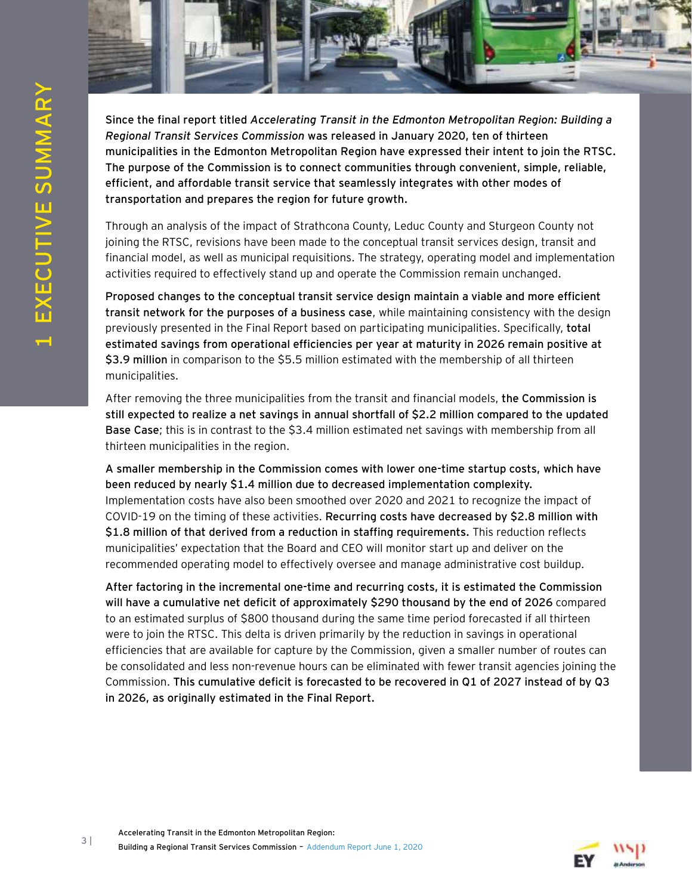# 1 EXECUTIVE SUMMARY

**Since the final report titled *Accelerating Transit in the Edmonton Metropolitan Region: Building a Regional Transit Services Commission* was released in January 2020, ten of thirteen municipalities in the Edmonton Metropolitan Region have expressed their intent to join the RTSC. The purpose of the Commission is to connect communities through convenient, simple, reliable, efficient, and affordable transit service that seamlessly integrates with other modes of transportation and prepares the region for future growth.**

Through an analysis of the impact of Strathcona County, Leduc County and Sturgeon County not joining the RTSC, revisions have been made to the conceptual transit services design, transit and financial model, as well as municipal requisitions. The strategy, operating model and implementation activities required to effectively stand up and operate the Commission remain unchanged.

**Proposed changes to the conceptual transit service design maintain a viable and more efficient transit network for the purposes of a business case**, while maintaining consistency with the design previously presented in the Final Report based on participating municipalities. Specifically, **total estimated savings from operational efficiencies per year at maturity in 2026 remain positive at $3.9 million** in comparison to the $5.5 million estimated with the membership of all thirteen municipalities.

After removing the three municipalities from the transit and financial models, **the Commission is still expected to realize a net savings in annual shortfall of $2.2 million compared to the updated Base Case**; this is in contrast to the $3.4 million estimated net savings with membership from all thirteen municipalities in the region.

**A smaller membership in the Commission comes with lower one-time startup costs, which have been reduced by nearly $1.4 million due to decreased implementation complexity.** Implementation costs have also been smoothed over 2020 and 2021 to recognize the impact of COVID-19 on the timing of these activities. **Recurring costs have decreased by $2.8 million with $1.8 million of that derived from a reduction in staffing requirements.** This reduction reflects municipalities' expectation that the Board and CEO will monitor start up and deliver on the recommended operating model to effectively oversee and manage administrative cost buildup.

**After factoring in the incremental one-time and recurring costs, it is estimated the Commission will have a cumulative net deficit of approximately $290 thousand by the end of 2026** compared to an estimated surplus of $800 thousand during the same time period forecasted if all thirteen were to join the RTSC. This delta is driven primarily by the reduction in savings in operational efficiencies that are available for capture by the Commission, given a smaller number of routes can be consolidated and less non-revenue hours can be eliminated with fewer transit agencies joining the Commission. **This cumulative deficit is forecasted to be recovered in Q1 of 2027 instead of by Q3 in 2026, as originally estimated in the Final Report.**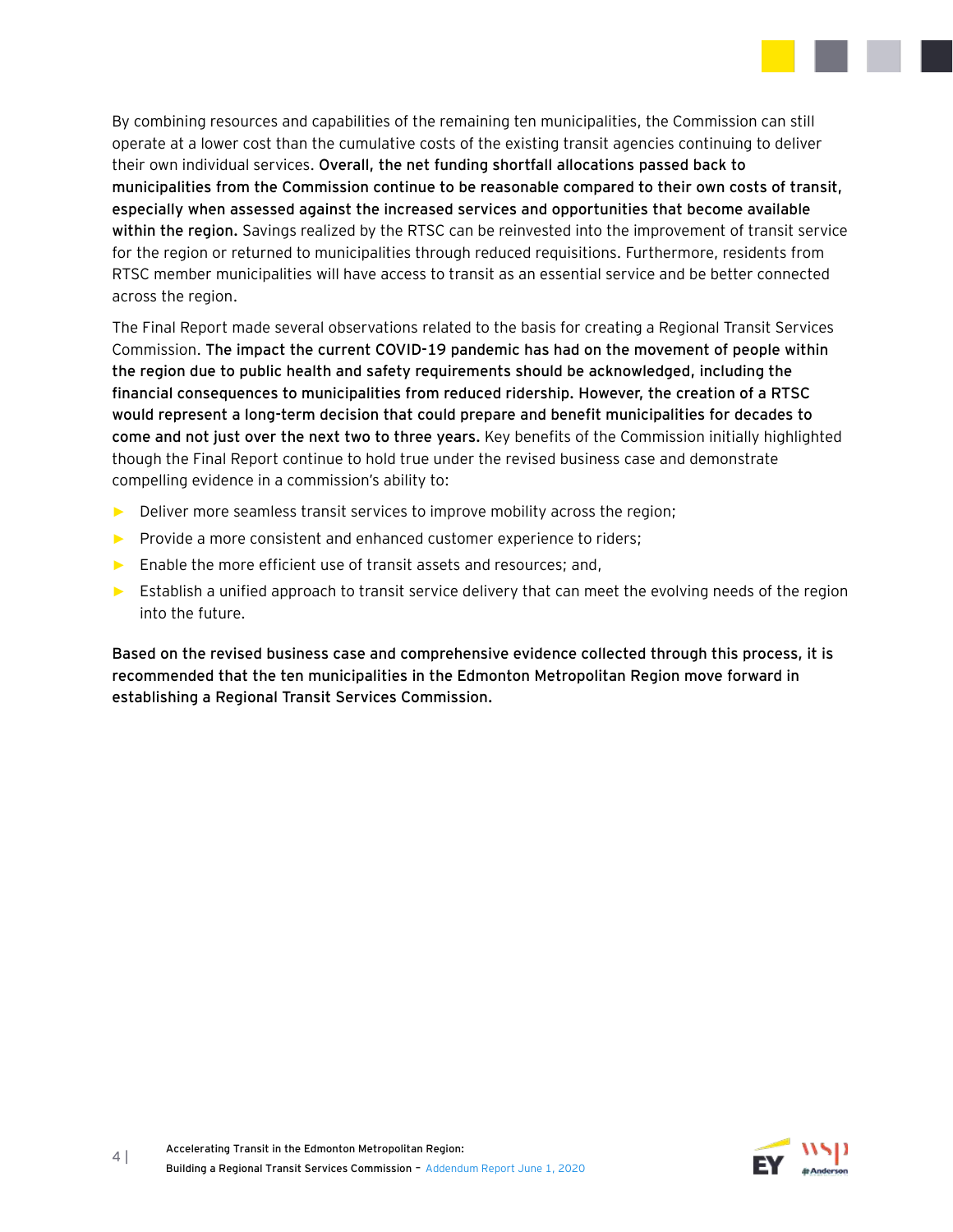By combining resources and capabilities of the remaining ten municipalities, the Commission can still operate at a lower cost than the cumulative costs of the existing transit agencies continuing to deliver their own individual services. **Overall, the net funding shortfall allocations passed back to municipalities from the Commission continue to be reasonable compared to their own costs of transit, especially when assessed against the increased services and opportunities that become available within the region.** Savings realized by the RTSC can be reinvested into the improvement of transit service for the region or returned to municipalities through reduced requisitions. Furthermore, residents from RTSC member municipalities will have access to transit as an essential service and be better connected across the region.

The Final Report made several observations related to the basis for creating a Regional Transit Services Commission. **The impact the current COVID-19 pandemic has had on the movement of people within the region due to public health and safety requirements should be acknowledged, including the financial consequences to municipalities from reduced ridership. However, the creation of a RTSC would represent a long-term decision that could prepare and benefit municipalities for decades to come and not just over the next two to three years.** Key benefits of the Commission initially highlighted though the Final Report continue to hold true under the revised business case and demonstrate compelling evidence in a commission's ability to:

- Deliver more seamless transit services to improve mobility across the region;
- Provide a more consistent and enhanced customer experience to riders;
- Enable the more efficient use of transit assets and resources; and,
- Establish a unified approach to transit service delivery that can meet the evolving needs of the region into the future.

**Based on the revised business case and comprehensive evidence collected through this process, it is recommended that the ten municipalities in the Edmonton Metropolitan Region move forward in establishing a Regional Transit Services Commission.**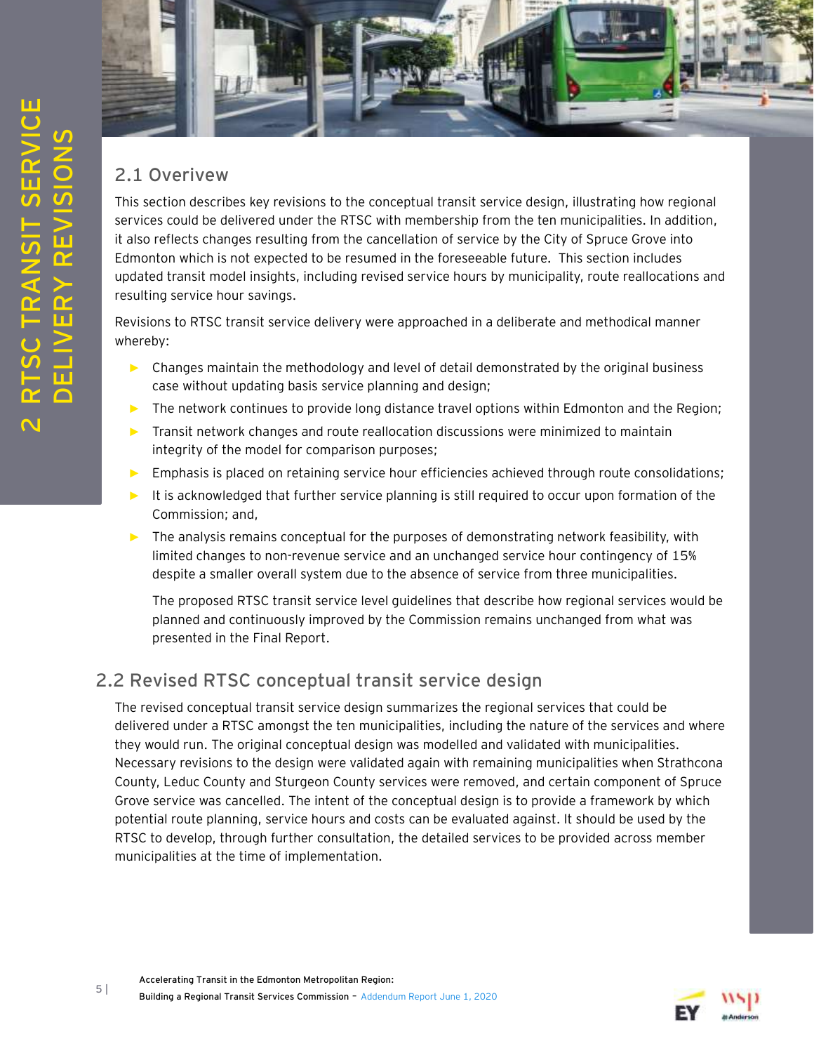# 2 RTSC TRANSIT SERVICE DELIVERY REVISIONS

## 2.1 Overview

This section describes key revisions to the conceptual transit service design, illustrating how regional services could be delivered under the RTSC with membership from the ten municipalities. In addition, it also reflects changes resulting from the cancellation of service by the City of Spruce Grove into Edmonton which is not expected to be resumed in the foreseeable future. This section includes updated transit model insights, including revised service hours by municipality, route reallocations and resulting service hour savings.

Revisions to RTSC transit service delivery were approached in a deliberate and methodical manner whereby:

- Changes maintain the methodology and level of detail demonstrated by the original business case without updating basis service planning and design;
- The network continues to provide long distance travel options within Edmonton and the Region;
- Transit network changes and route reallocation discussions were minimized to maintain integrity of the model for comparison purposes;
- Emphasis is placed on retaining service hour efficiencies achieved through route consolidations;
- It is acknowledged that further service planning is still required to occur upon formation of the Commission; and,
- The analysis remains conceptual for the purposes of demonstrating network feasibility, with limited changes to non-revenue service and an unchanged service hour contingency of 15% despite a smaller overall system due to the absence of service from three municipalities.

  The proposed RTSC transit service level guidelines that describe how regional services would be planned and continuously improved by the Commission remains unchanged from what was presented in the Final Report.

## 2.2 Revised RTSC conceptual transit service design

The revised conceptual transit service design summarizes the regional services that could be delivered under a RTSC amongst the ten municipalities, including the nature of the services and where they would run. The original conceptual design was modelled and validated with municipalities. Necessary revisions to the design were validated again with remaining municipalities when Strathcona County, Leduc County and Sturgeon County services were removed, and certain component of Spruce Grove service was cancelled. The intent of the conceptual design is to provide a framework by which potential route planning, service hours and costs can be evaluated against. It should be used by the RTSC to develop, through further consultation, the detailed services to be provided across member municipalities at the time of implementation.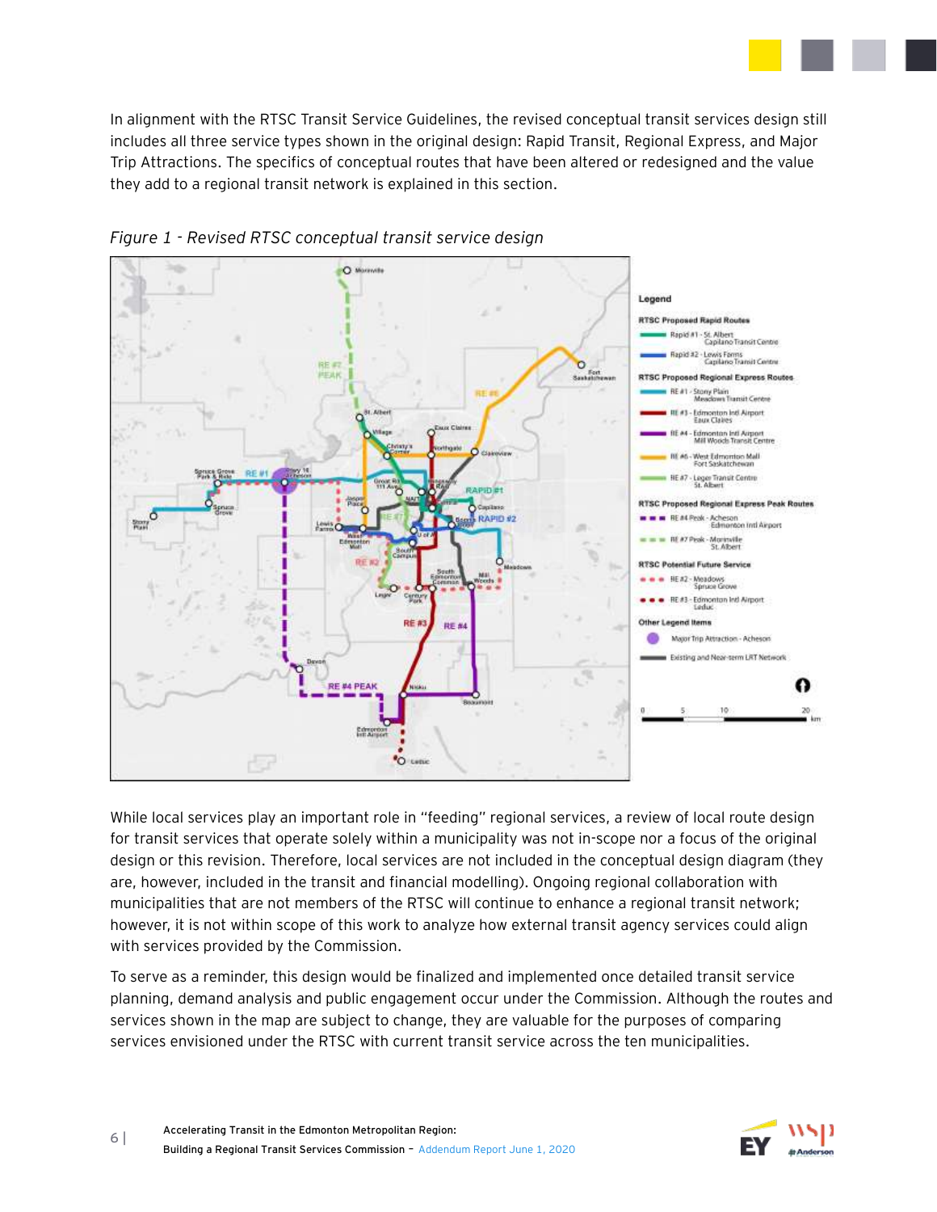In alignment with the RTSC Transit Service Guidelines, the revised conceptual transit services design still includes all three service types shown in the original design: Rapid Transit, Regional Express, and Major Trip Attractions. The specifics of conceptual routes that have been altered or redesigned and the value they add to a regional transit network is explained in this section.

*Figure 1 - Revised RTSC conceptual transit service design*

While local services play an important role in "feeding" regional services, a review of local route design for transit services that operate solely within a municipality was not in-scope nor a focus of the original design or this revision. Therefore, local services are not included in the conceptual design diagram (they are, however, included in the transit and financial modelling). Ongoing regional collaboration with municipalities that are not members of the RTSC will continue to enhance a regional transit network; however, it is not within scope of this work to analyze how external transit agency services could align with services provided by the Commission.

To serve as a reminder, this design would be finalized and implemented once detailed transit service planning, demand analysis and public engagement occur under the Commission. Although the routes and services shown in the map are subject to change, they are valuable for the purposes of comparing services envisioned under the RTSC with current transit service across the ten municipalities.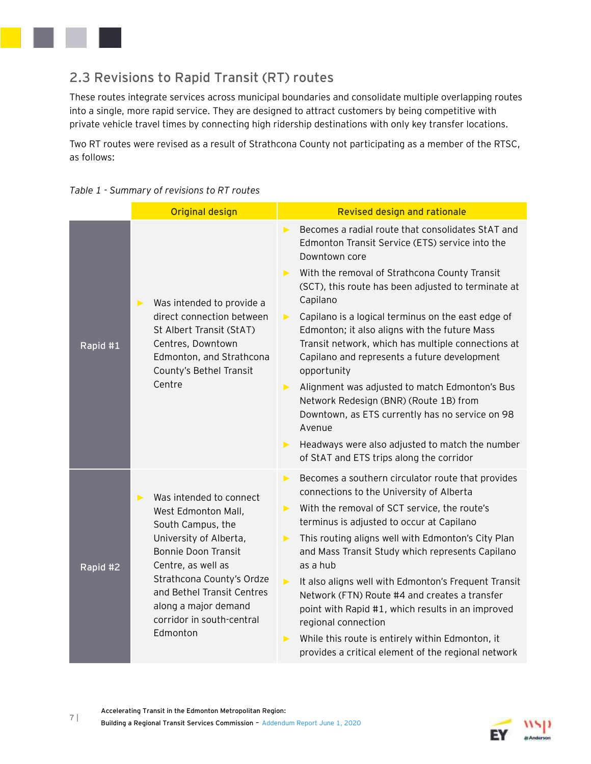## 2.3 Revisions to Rapid Transit (RT) routes

These routes integrate services across municipal boundaries and consolidate multiple overlapping routes into a single, more rapid service. They are designed to attract customers by being competitive with private vehicle travel times by connecting high ridership destinations with only key transfer locations.

Two RT routes were revised as a result of Strathcona County not participating as a member of the RTSC, as follows:

*Table 1 - Summary of revisions to RT routes*

| | Original design | Revised design and rationale |
|---|---|---|
| Rapid #1 | ▶ Was intended to provide a direct connection between St Albert Transit (StAT) Centres, Downtown Edmonton, and Strathcona County's Bethel Transit Centre | ▶ Becomes a radial route that consolidates StAT and Edmonton Transit Service (ETS) service into the Downtown core<br>▶ With the removal of Strathcona County Transit (SCT), this route has been adjusted to terminate at Capilano<br>▶ Capilano is a logical terminus on the east edge of Edmonton; it also aligns with the future Mass Transit network, which has multiple connections at Capilano and represents a future development opportunity<br>▶ Alignment was adjusted to match Edmonton's Bus Network Redesign (BNR) (Route 1B) from Downtown, as ETS currently has no service on 98 Avenue<br>▶ Headways were also adjusted to match the number of StAT and ETS trips along the corridor |
| Rapid #2 | ▶ Was intended to connect West Edmonton Mall, South Campus, the University of Alberta, Bonnie Doon Transit Centre, as well as Strathcona County's Ordze and Bethel Transit Centres along a major demand corridor in south-central Edmonton | ▶ Becomes a southern circulator route that provides connections to the University of Alberta<br>▶ With the removal of SCT service, the route's terminus is adjusted to occur at Capilano<br>▶ This routing aligns well with Edmonton's City Plan and Mass Transit Study which represents Capilano as a hub<br>▶ It also aligns well with Edmonton's Frequent Transit Network (FTN) Route #4 and creates a transfer point with Rapid #1, which results in an improved regional connection<br>▶ While this route is entirely within Edmonton, it provides a critical element of the regional network |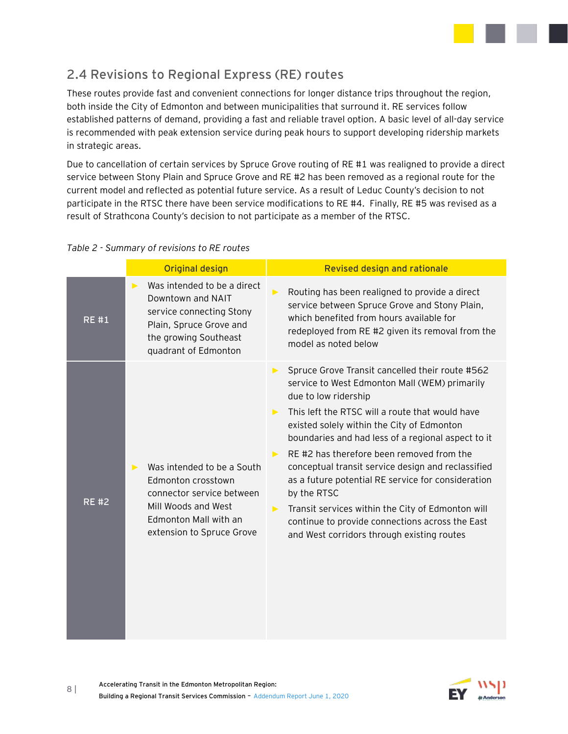## 2.4 Revisions to Regional Express (RE) routes

These routes provide fast and convenient connections for longer distance trips throughout the region, both inside the City of Edmonton and between municipalities that surround it. RE services follow established patterns of demand, providing a fast and reliable travel option. A basic level of all-day service is recommended with peak extension service during peak hours to support developing ridership markets in strategic areas.

Due to cancellation of certain services by Spruce Grove routing of RE #1 was realigned to provide a direct service between Stony Plain and Spruce Grove and RE #2 has been removed as a regional route for the current model and reflected as potential future service. As a result of Leduc County's decision to not participate in the RTSC there have been service modifications to RE #4. Finally, RE #5 was revised as a result of Strathcona County's decision to not participate as a member of the RTSC.

*Table 2 - Summary of revisions to RE routes*

| | Original design | Revised design and rationale |
|---|---|---|
| RE #1 | ► Was intended to be a direct Downtown and NAIT service connecting Stony Plain, Spruce Grove and the growing Southeast quadrant of Edmonton | ► Routing has been realigned to provide a direct service between Spruce Grove and Stony Plain, which benefited from hours available for redeployed from RE #2 given its removal from the model as noted below |
| RE #2 | ► Was intended to be a South Edmonton crosstown connector service between Mill Woods and West Edmonton Mall with an extension to Spruce Grove | ► Spruce Grove Transit cancelled their route #562 service to West Edmonton Mall (WEM) primarily due to low ridership<br>► This left the RTSC will a route that would have existed solely within the City of Edmonton boundaries and had less of a regional aspect to it<br>► RE #2 has therefore been removed from the conceptual transit service design and reclassified as a future potential RE service for consideration by the RTSC<br>► Transit services within the City of Edmonton will continue to provide connections across the East and West corridors through existing routes |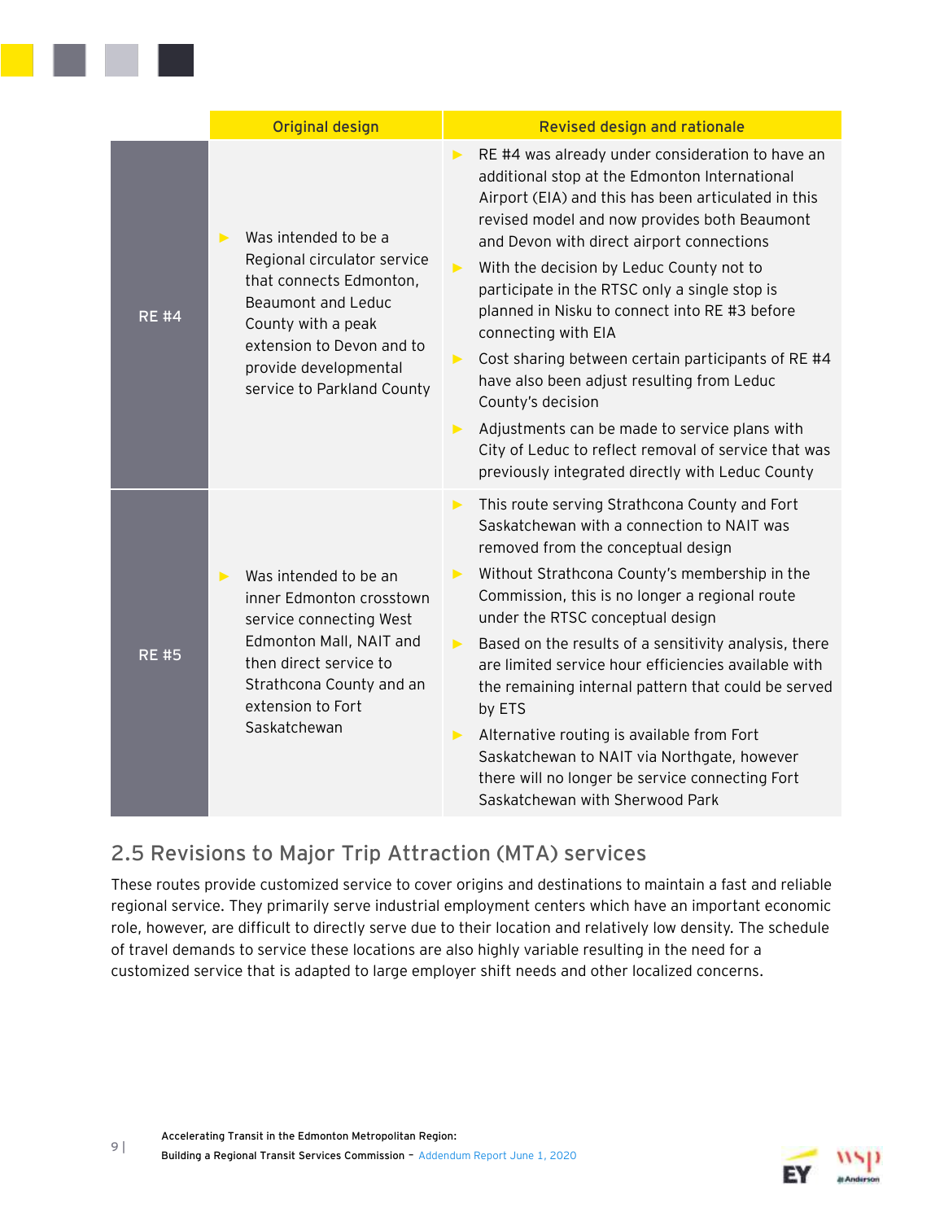| | Original design | Revised design and rationale |
|---|---|---|
| RE #4 | ▶ Was intended to be a Regional circulator service that connects Edmonton, Beaumont and Leduc County with a peak extension to Devon and to provide developmental service to Parkland County | ▶ RE #4 was already under consideration to have an additional stop at the Edmonton International Airport (EIA) and this has been articulated in this revised model and now provides both Beaumont and Devon with direct airport connections<br>▶ With the decision by Leduc County not to participate in the RTSC only a single stop is planned in Nisku to connect into RE #3 before connecting with EIA<br>▶ Cost sharing between certain participants of RE #4 have also been adjust resulting from Leduc County's decision<br>▶ Adjustments can be made to service plans with City of Leduc to reflect removal of service that was previously integrated directly with Leduc County |
| RE #5 | ▶ Was intended to be an inner Edmonton crosstown service connecting West Edmonton Mall, NAIT and then direct service to Strathcona County and an extension to Fort Saskatchewan | ▶ This route serving Strathcona County and Fort Saskatchewan with a connection to NAIT was removed from the conceptual design<br>▶ Without Strathcona County's membership in the Commission, this is no longer a regional route under the RTSC conceptual design<br>▶ Based on the results of a sensitivity analysis, there are limited service hour efficiencies available with the remaining internal pattern that could be served by ETS<br>▶ Alternative routing is available from Fort Saskatchewan to NAIT via Northgate, however there will no longer be service connecting Fort Saskatchewan with Sherwood Park |

## 2.5 Revisions to Major Trip Attraction (MTA) services

These routes provide customized service to cover origins and destinations to maintain a fast and reliable regional service. They primarily serve industrial employment centers which have an important economic role, however, are difficult to directly serve due to their location and relatively low density. The schedule of travel demands to service these locations are also highly variable resulting in the need for a customized service that is adapted to large employer shift needs and other localized concerns.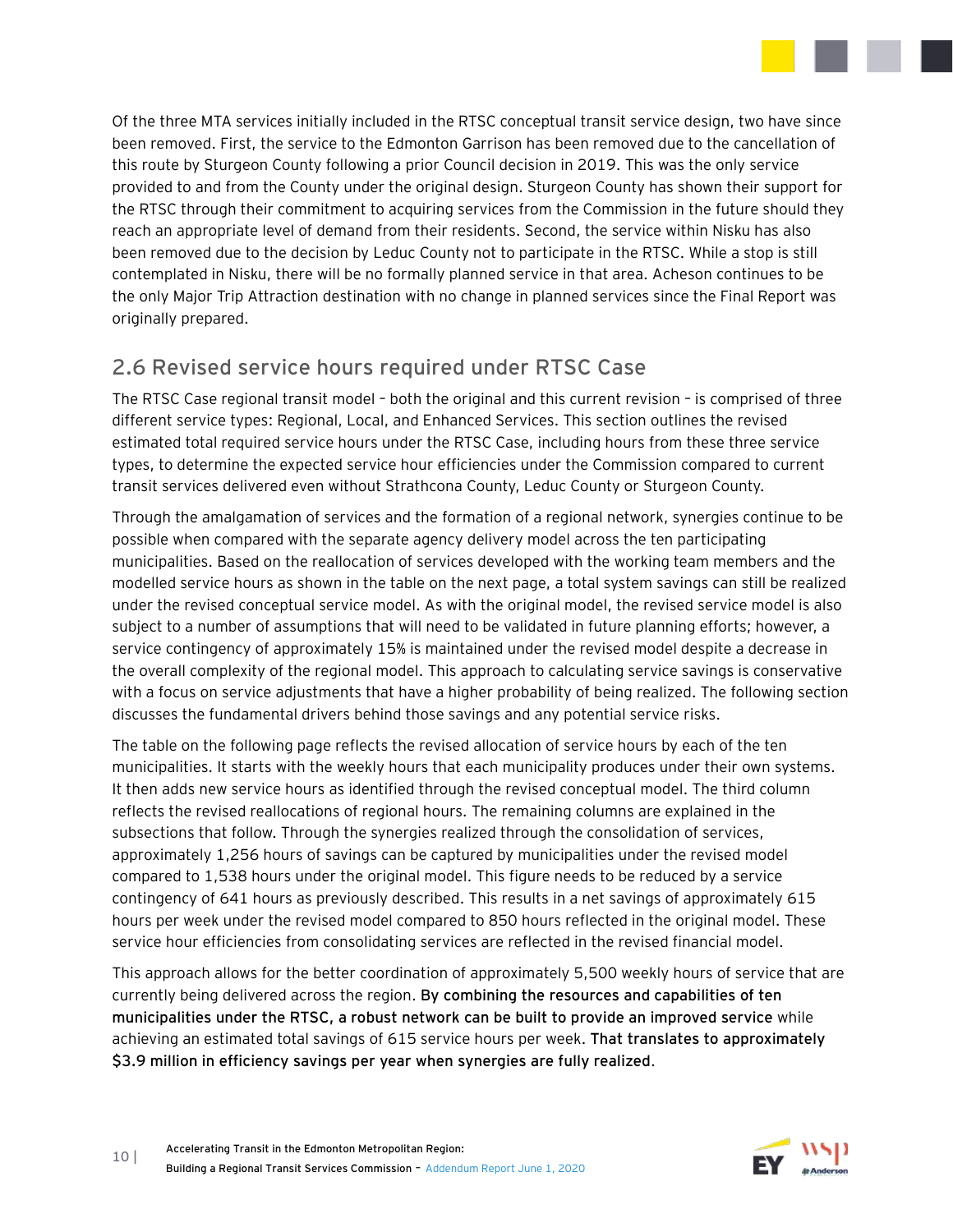Of the three MTA services initially included in the RTSC conceptual transit service design, two have since been removed. First, the service to the Edmonton Garrison has been removed due to the cancellation of this route by Sturgeon County following a prior Council decision in 2019. This was the only service provided to and from the County under the original design. Sturgeon County has shown their support for the RTSC through their commitment to acquiring services from the Commission in the future should they reach an appropriate level of demand from their residents. Second, the service within Nisku has also been removed due to the decision by Leduc County not to participate in the RTSC. While a stop is still contemplated in Nisku, there will be no formally planned service in that area. Acheson continues to be the only Major Trip Attraction destination with no change in planned services since the Final Report was originally prepared.

## 2.6 Revised service hours required under RTSC Case

The RTSC Case regional transit model – both the original and this current revision – is comprised of three different service types: Regional, Local, and Enhanced Services. This section outlines the revised estimated total required service hours under the RTSC Case, including hours from these three service types, to determine the expected service hour efficiencies under the Commission compared to current transit services delivered even without Strathcona County, Leduc County or Sturgeon County.

Through the amalgamation of services and the formation of a regional network, synergies continue to be possible when compared with the separate agency delivery model across the ten participating municipalities. Based on the reallocation of services developed with the working team members and the modelled service hours as shown in the table on the next page, a total system savings can still be realized under the revised conceptual service model. As with the original model, the revised service model is also subject to a number of assumptions that will need to be validated in future planning efforts; however, a service contingency of approximately 15% is maintained under the revised model despite a decrease in the overall complexity of the regional model. This approach to calculating service savings is conservative with a focus on service adjustments that have a higher probability of being realized. The following section discusses the fundamental drivers behind those savings and any potential service risks.

The table on the following page reflects the revised allocation of service hours by each of the ten municipalities. It starts with the weekly hours that each municipality produces under their own systems. It then adds new service hours as identified through the revised conceptual model. The third column reflects the revised reallocations of regional hours. The remaining columns are explained in the subsections that follow. Through the synergies realized through the consolidation of services, approximately 1,256 hours of savings can be captured by municipalities under the revised model compared to 1,538 hours under the original model. This figure needs to be reduced by a service contingency of 641 hours as previously described. This results in a net savings of approximately 615 hours per week under the revised model compared to 850 hours reflected in the original model. These service hour efficiencies from consolidating services are reflected in the revised financial model.

This approach allows for the better coordination of approximately 5,500 weekly hours of service that are currently being delivered across the region. **By combining the resources and capabilities of ten municipalities under the RTSC, a robust network can be built to provide an improved service** while achieving an estimated total savings of 615 service hours per week. **That translates to approximately $3.9 million in efficiency savings per year when synergies are fully realized**.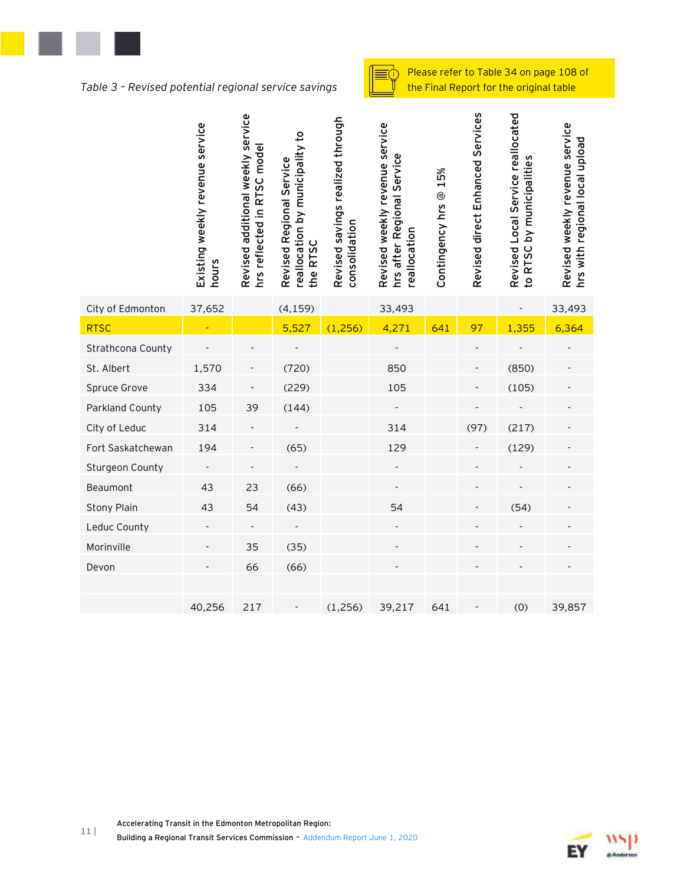*Table 3 – Revised potential regional service savings*

Please refer to Table 34 on page 108 of the Final Report for the original table

| | Existing weekly revenue service hours | Revised additional weekly service hrs reflected in RTSC model | Revised Regional Service reallocation by municipality to the RTSC | Revised savings realized through consolidation | Revised weekly revenue service hrs after Regional Service reallocation | Contingency hrs @ 15% | Revised direct Enhanced Services | Revised Local Service reallocated to RTSC by municipalities | Revised weekly revenue service hrs with regional local upload |
|---|---|---|---|---|---|---|---|---|---|
| City of Edmonton | 37,652 | | (4,159) | | 33,493 | | | - | 33,493 |
| RTSC | - | | 5,527 | (1,256) | 4,271 | 641 | 97 | 1,355 | 6,364 |
| Strathcona County | - | - | - | | - | | - | - | - |
| St. Albert | 1,570 | - | (720) | | 850 | | - | (850) | - |
| Spruce Grove | 334 | - | (229) | | 105 | | - | (105) | - |
| Parkland County | 105 | 39 | (144) | | - | | - | - | - |
| City of Leduc | 314 | - | - | | 314 | | (97) | (217) | - |
| Fort Saskatchewan | 194 | - | (65) | | 129 | | - | (129) | - |
| Sturgeon County | - | - | - | | - | | - | - | - |
| Beaumont | 43 | 23 | (66) | | - | | - | - | - |
| Stony Plain | 43 | 54 | (43) | | 54 | | - | (54) | - |
| Leduc County | - | - | - | | - | | - | - | - |
| Morinville | - | 35 | (35) | | - | | - | - | - |
| Devon | - | 66 | (66) | | - | | - | - | - |
| | | | | | | | | | |
| | 40,256 | 217 | - | (1,256) | 39,217 | 641 | - | (0) | 39,857 |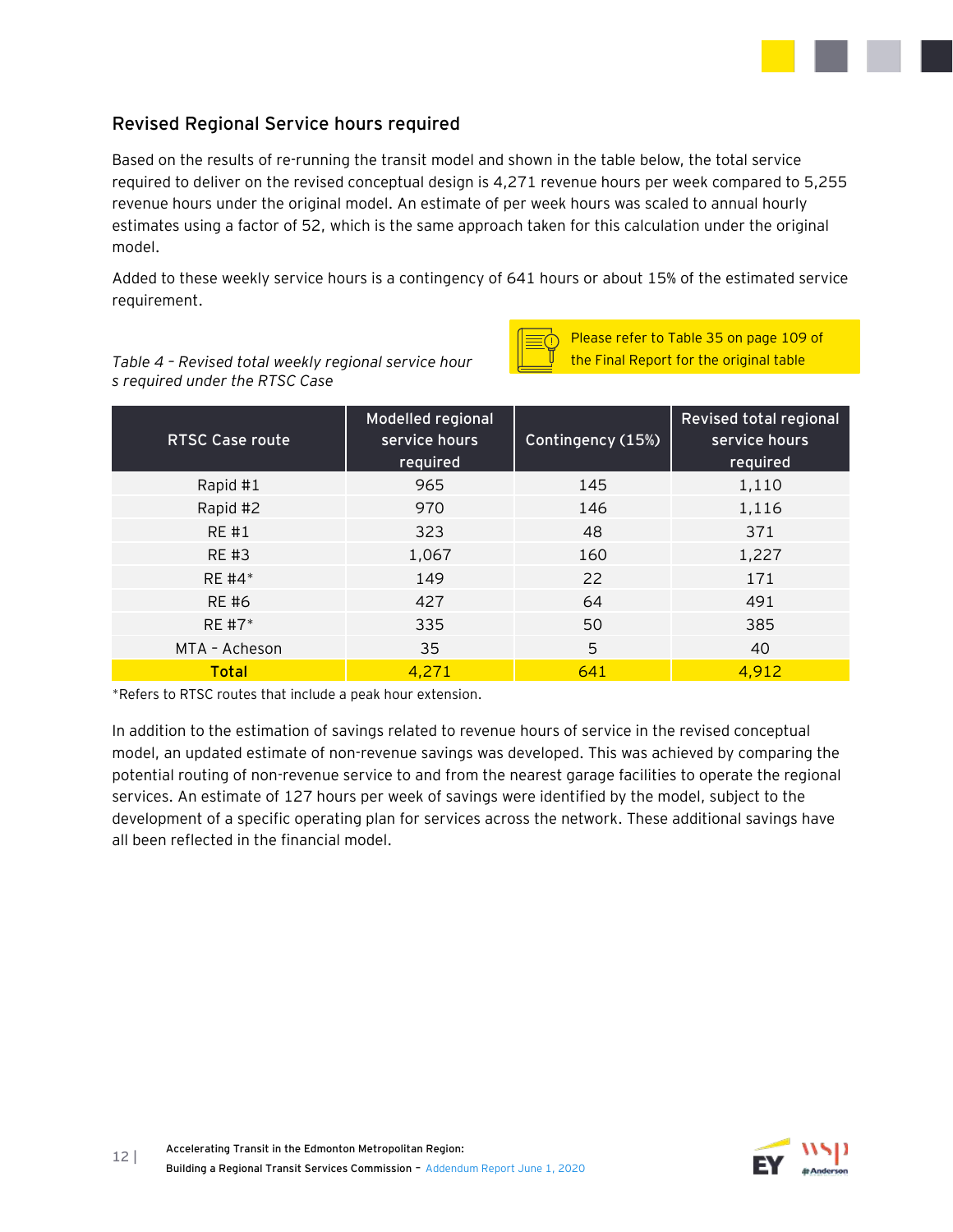## Revised Regional Service hours required

Based on the results of re-running the transit model and shown in the table below, the total service required to deliver on the revised conceptual design is 4,271 revenue hours per week compared to 5,255 revenue hours under the original model. An estimate of per week hours was scaled to annual hourly estimates using a factor of 52, which is the same approach taken for this calculation under the original model.

Added to these weekly service hours is a contingency of 641 hours or about 15% of the estimated service requirement.

Please refer to Table 35 on page 109 of the Final Report for the original table

*Table 4 – Revised total weekly regional service hours required under the RTSC Case*

| RTSC Case route | Modelled regional service hours required | Contingency (15%) | Revised total regional service hours required |
|---|---|---|---|
| Rapid #1 | 965 | 145 | 1,110 |
| Rapid #2 | 970 | 146 | 1,116 |
| RE #1 | 323 | 48 | 371 |
| RE #3 | 1,067 | 160 | 1,227 |
| RE #4* | 149 | 22 | 171 |
| RE #6 | 427 | 64 | 491 |
| RE #7* | 335 | 50 | 385 |
| MTA - Acheson | 35 | 5 | 40 |
| **Total** | 4,271 | 641 | 4,912 |

*Refers to RTSC routes that include a peak hour extension.

In addition to the estimation of savings related to revenue hours of service in the revised conceptual model, an updated estimate of non-revenue savings was developed. This was achieved by comparing the potential routing of non-revenue service to and from the nearest garage facilities to operate the regional services. An estimate of 127 hours per week of savings were identified by the model, subject to the development of a specific operating plan for services across the network. These additional savings have all been reflected in the financial model.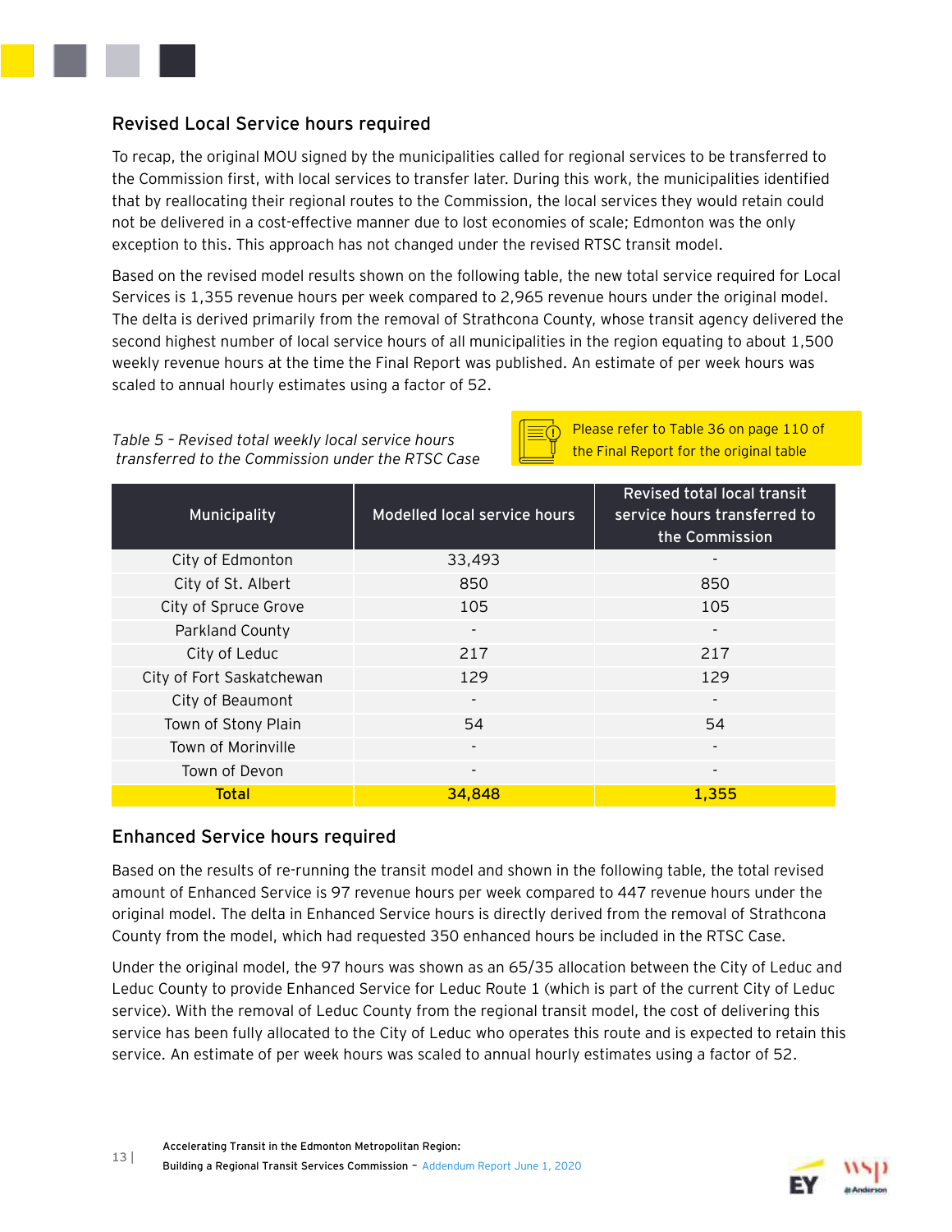## Revised Local Service hours required

To recap, the original MOU signed by the municipalities called for regional services to be transferred to the Commission first, with local services to transfer later. During this work, the municipalities identified that by reallocating their regional routes to the Commission, the local services they would retain could not be delivered in a cost-effective manner due to lost economies of scale; Edmonton was the only exception to this. This approach has not changed under the revised RTSC transit model.

Based on the revised model results shown on the following table, the new total service required for Local Services is 1,355 revenue hours per week compared to 2,965 revenue hours under the original model. The delta is derived primarily from the removal of Strathcona County, whose transit agency delivered the second highest number of local service hours of all municipalities in the region equating to about 1,500 weekly revenue hours at the time the Final Report was published. An estimate of per week hours was scaled to annual hourly estimates using a factor of 52.

*Table 5 – Revised total weekly local service hours transferred to the Commission under the RTSC Case*

Please refer to Table 36 on page 110 of the Final Report for the original table

| Municipality | Modelled local service hours | Revised total local transit service hours transferred to the Commission |
|---|---|---|
| City of Edmonton | 33,493 | - |
| City of St. Albert | 850 | 850 |
| City of Spruce Grove | 105 | 105 |
| Parkland County | - | - |
| City of Leduc | 217 | 217 |
| City of Fort Saskatchewan | 129 | 129 |
| City of Beaumont | - | - |
| Town of Stony Plain | 54 | 54 |
| Town of Morinville | - | - |
| Town of Devon | - | - |
| **Total** | **34,848** | **1,355** |

## Enhanced Service hours required

Based on the results of re-running the transit model and shown in the following table, the total revised amount of Enhanced Service is 97 revenue hours per week compared to 447 revenue hours under the original model. The delta in Enhanced Service hours is directly derived from the removal of Strathcona County from the model, which had requested 350 enhanced hours be included in the RTSC Case.

Under the original model, the 97 hours was shown as an 65/35 allocation between the City of Leduc and Leduc County to provide Enhanced Service for Leduc Route 1 (which is part of the current City of Leduc service). With the removal of Leduc County from the regional transit model, the cost of delivering this service has been fully allocated to the City of Leduc who operates this route and is expected to retain this service. An estimate of per week hours was scaled to annual hourly estimates using a factor of 52.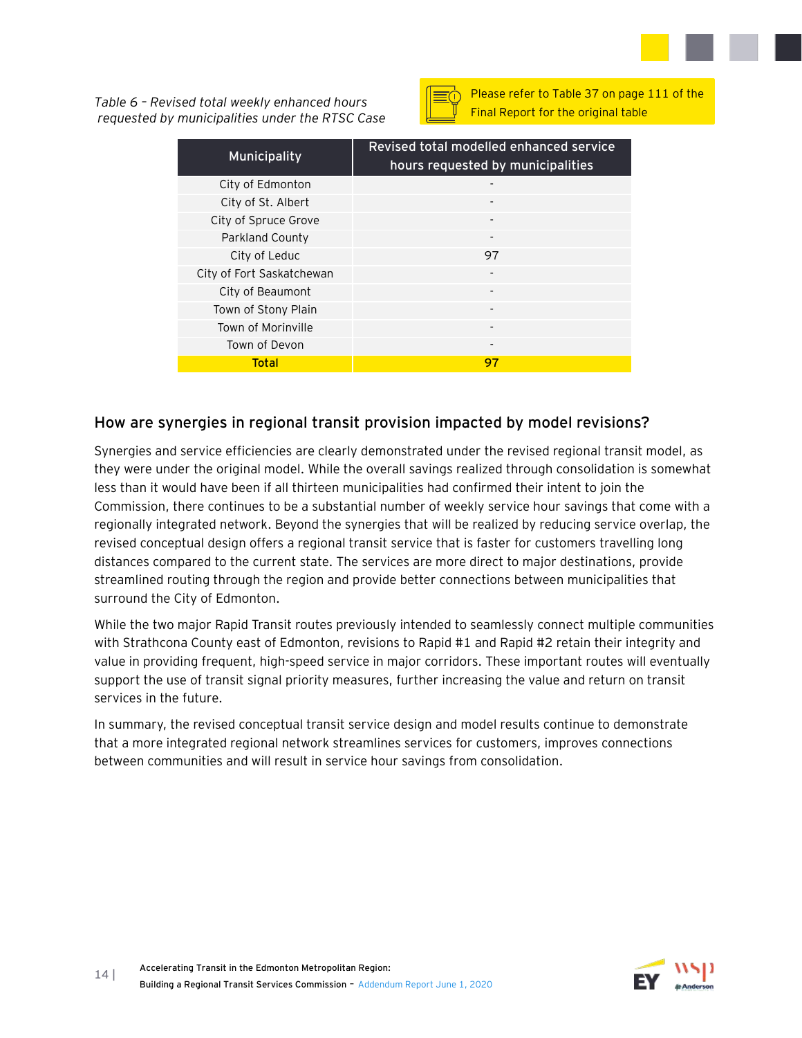*Table 6 – Revised total weekly enhanced hours requested by municipalities under the RTSC Case*

Please refer to Table 37 on page 111 of the Final Report for the original table

| Municipality | Revised total modelled enhanced service hours requested by municipalities |
|---|---|
| City of Edmonton | - |
| City of St. Albert | - |
| City of Spruce Grove | - |
| Parkland County | - |
| City of Leduc | 97 |
| City of Fort Saskatchewan | - |
| City of Beaumont | - |
| Town of Stony Plain | - |
| Town of Morinville | - |
| Town of Devon | - |
| **Total** | **97** |

## How are synergies in regional transit provision impacted by model revisions?

Synergies and service efficiencies are clearly demonstrated under the revised regional transit model, as they were under the original model. While the overall savings realized through consolidation is somewhat less than it would have been if all thirteen municipalities had confirmed their intent to join the Commission, there continues to be a substantial number of weekly service hour savings that come with a regionally integrated network. Beyond the synergies that will be realized by reducing service overlap, the revised conceptual design offers a regional transit service that is faster for customers travelling long distances compared to the current state. The services are more direct to major destinations, provide streamlined routing through the region and provide better connections between municipalities that surround the City of Edmonton.

While the two major Rapid Transit routes previously intended to seamlessly connect multiple communities with Strathcona County east of Edmonton, revisions to Rapid #1 and Rapid #2 retain their integrity and value in providing frequent, high-speed service in major corridors. These important routes will eventually support the use of transit signal priority measures, further increasing the value and return on transit services in the future.

In summary, the revised conceptual transit service design and model results continue to demonstrate that a more integrated regional network streamlines services for customers, improves connections between communities and will result in service hour savings from consolidation.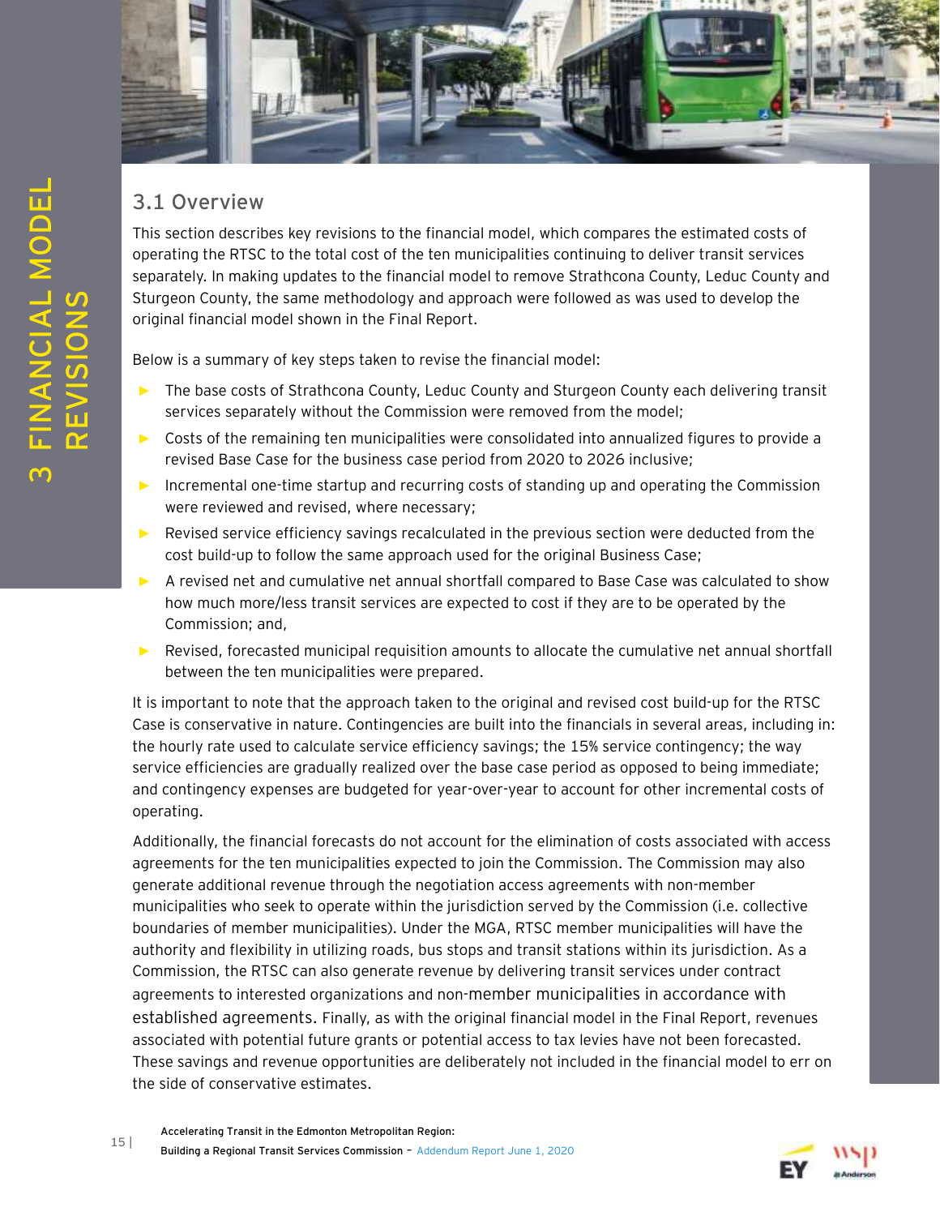# 3 FINANCIAL MODEL REVISIONS

## 3.1 Overview

This section describes key revisions to the financial model, which compares the estimated costs of operating the RTSC to the total cost of the ten municipalities continuing to deliver transit services separately. In making updates to the financial model to remove Strathcona County, Leduc County and Sturgeon County, the same methodology and approach were followed as was used to develop the original financial model shown in the Final Report.

Below is a summary of key steps taken to revise the financial model:

- The base costs of Strathcona County, Leduc County and Sturgeon County each delivering transit services separately without the Commission were removed from the model;
- Costs of the remaining ten municipalities were consolidated into annualized figures to provide a revised Base Case for the business case period from 2020 to 2026 inclusive;
- Incremental one-time startup and recurring costs of standing up and operating the Commission were reviewed and revised, where necessary;
- Revised service efficiency savings recalculated in the previous section were deducted from the cost build-up to follow the same approach used for the original Business Case;
- A revised net and cumulative net annual shortfall compared to Base Case was calculated to show how much more/less transit services are expected to cost if they are to be operated by the Commission; and,
- Revised, forecasted municipal requisition amounts to allocate the cumulative net annual shortfall between the ten municipalities were prepared.

It is important to note that the approach taken to the original and revised cost build-up for the RTSC Case is conservative in nature. Contingencies are built into the financials in several areas, including in: the hourly rate used to calculate service efficiency savings; the 15% service contingency; the way service efficiencies are gradually realized over the base case period as opposed to being immediate; and contingency expenses are budgeted for year-over-year to account for other incremental costs of operating.

Additionally, the financial forecasts do not account for the elimination of costs associated with access agreements for the ten municipalities expected to join the Commission. The Commission may also generate additional revenue through the negotiation access agreements with non-member municipalities who seek to operate within the jurisdiction served by the Commission (i.e. collective boundaries of member municipalities). Under the MGA, RTSC member municipalities will have the authority and flexibility in utilizing roads, bus stops and transit stations within its jurisdiction. As a Commission, the RTSC can also generate revenue by delivering transit services under contract agreements to interested organizations and non-member municipalities in accordance with established agreements. Finally, as with the original financial model in the Final Report, revenues associated with potential future grants or potential access to tax levies have not been forecasted. These savings and revenue opportunities are deliberately not included in the financial model to err on the side of conservative estimates.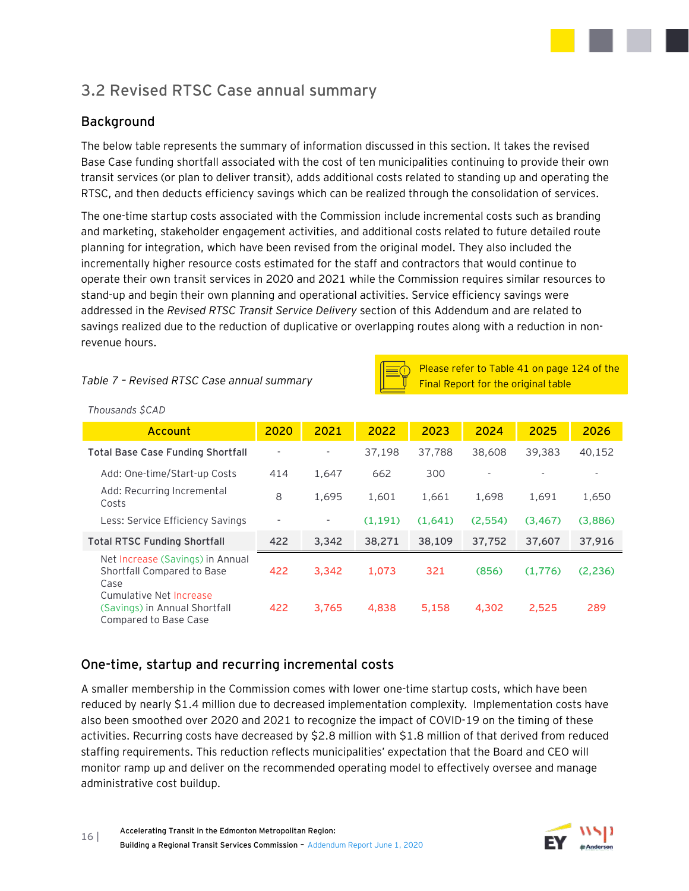## 3.2 Revised RTSC Case annual summary

### Background

The below table represents the summary of information discussed in this section. It takes the revised Base Case funding shortfall associated with the cost of ten municipalities continuing to provide their own transit services (or plan to deliver transit), adds additional costs related to standing up and operating the RTSC, and then deducts efficiency savings which can be realized through the consolidation of services.

The one-time startup costs associated with the Commission include incremental costs such as branding and marketing, stakeholder engagement activities, and additional costs related to future detailed route planning for integration, which have been revised from the original model. They also included the incrementally higher resource costs estimated for the staff and contractors that would continue to operate their own transit services in 2020 and 2021 while the Commission requires similar resources to stand-up and begin their own planning and operational activities. Service efficiency savings were addressed in the *Revised RTSC Transit Service Delivery* section of this Addendum and are related to savings realized due to the reduction of duplicative or overlapping routes along with a reduction in non-revenue hours.

*Table 7 – Revised RTSC Case annual summary*

Please refer to Table 41 on page 124 of the Final Report for the original table

*Thousands $CAD*

| Account | 2020 | 2021 | 2022 | 2023 | 2024 | 2025 | 2026 |
|---|---|---|---|---|---|---|---|
| Total Base Case Funding Shortfall | - | - | 37,198 | 37,788 | 38,608 | 39,383 | 40,152 |
| Add: One-time/Start-up Costs | 414 | 1,647 | 662 | 300 | - | - | - |
| Add: Recurring Incremental Costs | 8 | 1,695 | 1,601 | 1,661 | 1,698 | 1,691 | 1,650 |
| Less: Service Efficiency Savings | - | - | (1,191) | (1,641) | (2,554) | (3,467) | (3,886) |
| **Total RTSC Funding Shortfall** | 422 | 3,342 | 38,271 | 38,109 | 37,752 | 37,607 | 37,916 |
| Net Increase (Savings) in Annual Shortfall Compared to Base Case | 422 | 3,342 | 1,073 | 321 | (856) | (1,776) | (2,236) |
| Cumulative Net Increase (Savings) in Annual Shortfall Compared to Base Case | 422 | 3,765 | 4,838 | 5,158 | 4,302 | 2,525 | 289 |

### One-time, startup and recurring incremental costs

A smaller membership in the Commission comes with lower one-time startup costs, which have been reduced by nearly $1.4 million due to decreased implementation complexity. Implementation costs have also been smoothed over 2020 and 2021 to recognize the impact of COVID-19 on the timing of these activities. Recurring costs have decreased by $2.8 million with $1.8 million of that derived from reduced staffing requirements. This reduction reflects municipalities' expectation that the Board and CEO will monitor ramp up and deliver on the recommended operating model to effectively oversee and manage administrative cost buildup.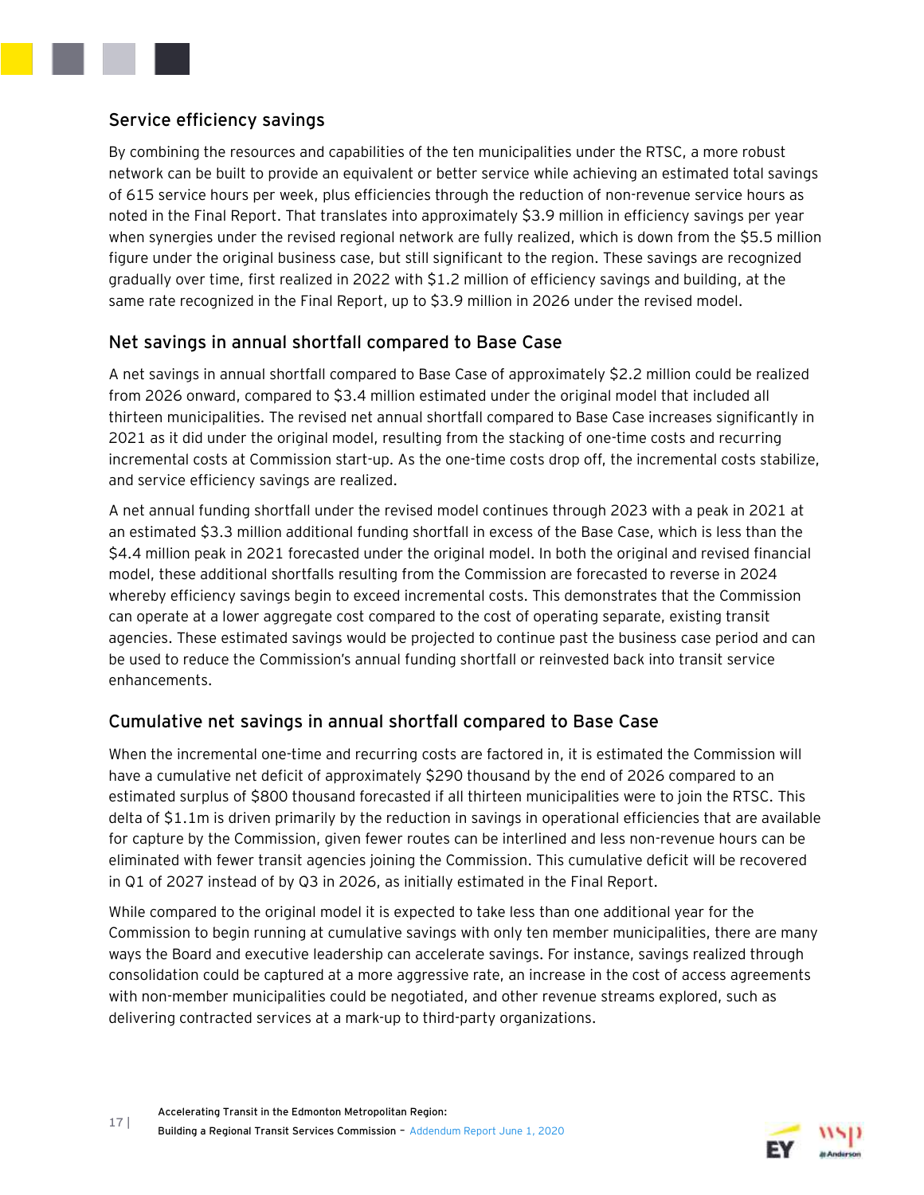### Service efficiency savings

By combining the resources and capabilities of the ten municipalities under the RTSC, a more robust network can be built to provide an equivalent or better service while achieving an estimated total savings of 615 service hours per week, plus efficiencies through the reduction of non-revenue service hours as noted in the Final Report. That translates into approximately $3.9 million in efficiency savings per year when synergies under the revised regional network are fully realized, which is down from the $5.5 million figure under the original business case, but still significant to the region. These savings are recognized gradually over time, first realized in 2022 with $1.2 million of efficiency savings and building, at the same rate recognized in the Final Report, up to $3.9 million in 2026 under the revised model.

### Net savings in annual shortfall compared to Base Case

A net savings in annual shortfall compared to Base Case of approximately $2.2 million could be realized from 2026 onward, compared to $3.4 million estimated under the original model that included all thirteen municipalities. The revised net annual shortfall compared to Base Case increases significantly in 2021 as it did under the original model, resulting from the stacking of one-time costs and recurring incremental costs at Commission start-up. As the one-time costs drop off, the incremental costs stabilize, and service efficiency savings are realized.

A net annual funding shortfall under the revised model continues through 2023 with a peak in 2021 at an estimated $3.3 million additional funding shortfall in excess of the Base Case, which is less than the $4.4 million peak in 2021 forecasted under the original model. In both the original and revised financial model, these additional shortfalls resulting from the Commission are forecasted to reverse in 2024 whereby efficiency savings begin to exceed incremental costs. This demonstrates that the Commission can operate at a lower aggregate cost compared to the cost of operating separate, existing transit agencies. These estimated savings would be projected to continue past the business case period and can be used to reduce the Commission's annual funding shortfall or reinvested back into transit service enhancements.

### Cumulative net savings in annual shortfall compared to Base Case

When the incremental one-time and recurring costs are factored in, it is estimated the Commission will have a cumulative net deficit of approximately $290 thousand by the end of 2026 compared to an estimated surplus of $800 thousand forecasted if all thirteen municipalities were to join the RTSC. This delta of $1.1m is driven primarily by the reduction in savings in operational efficiencies that are available for capture by the Commission, given fewer routes can be interlined and less non-revenue hours can be eliminated with fewer transit agencies joining the Commission. This cumulative deficit will be recovered in Q1 of 2027 instead of by Q3 in 2026, as initially estimated in the Final Report.

While compared to the original model it is expected to take less than one additional year for the Commission to begin running at cumulative savings with only ten member municipalities, there are many ways the Board and executive leadership can accelerate savings. For instance, savings realized through consolidation could be captured at a more aggressive rate, an increase in the cost of access agreements with non-member municipalities could be negotiated, and other revenue streams explored, such as delivering contracted services at a mark-up to third-party organizations.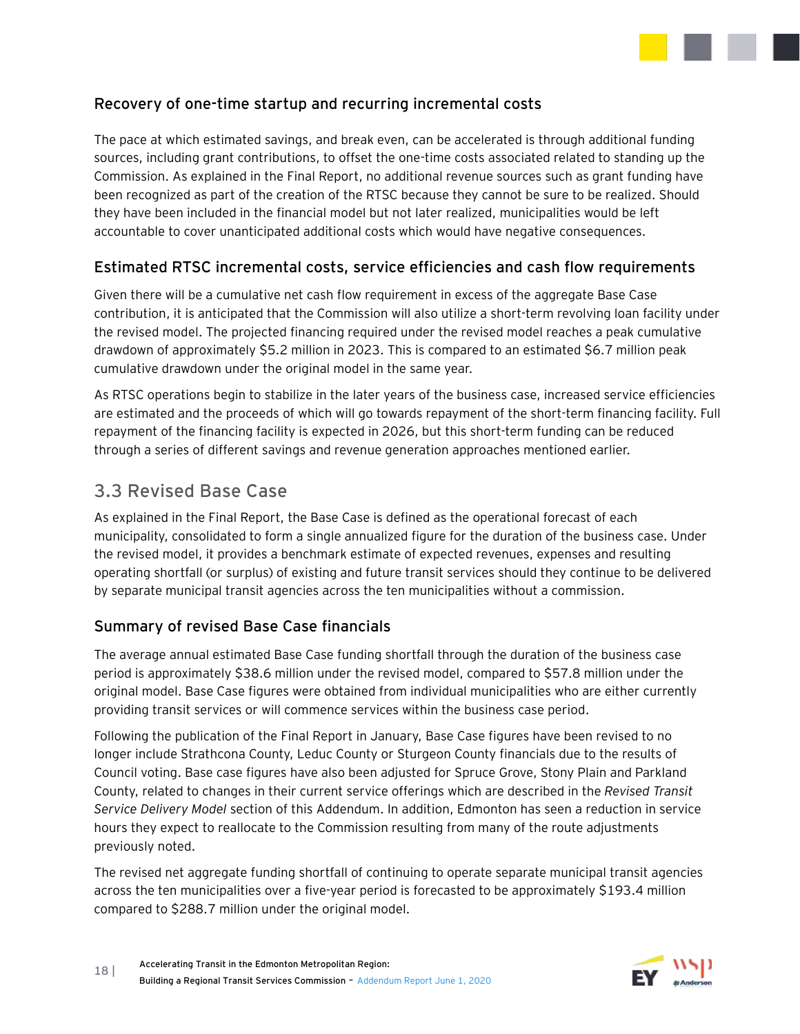### Recovery of one-time startup and recurring incremental costs

The pace at which estimated savings, and break even, can be accelerated is through additional funding sources, including grant contributions, to offset the one-time costs associated related to standing up the Commission. As explained in the Final Report, no additional revenue sources such as grant funding have been recognized as part of the creation of the RTSC because they cannot be sure to be realized. Should they have been included in the financial model but not later realized, municipalities would be left accountable to cover unanticipated additional costs which would have negative consequences.

### Estimated RTSC incremental costs, service efficiencies and cash flow requirements

Given there will be a cumulative net cash flow requirement in excess of the aggregate Base Case contribution, it is anticipated that the Commission will also utilize a short-term revolving loan facility under the revised model. The projected financing required under the revised model reaches a peak cumulative drawdown of approximately $5.2 million in 2023. This is compared to an estimated $6.7 million peak cumulative drawdown under the original model in the same year.

As RTSC operations begin to stabilize in the later years of the business case, increased service efficiencies are estimated and the proceeds of which will go towards repayment of the short-term financing facility. Full repayment of the financing facility is expected in 2026, but this short-term funding can be reduced through a series of different savings and revenue generation approaches mentioned earlier.

## 3.3 Revised Base Case

As explained in the Final Report, the Base Case is defined as the operational forecast of each municipality, consolidated to form a single annualized figure for the duration of the business case. Under the revised model, it provides a benchmark estimate of expected revenues, expenses and resulting operating shortfall (or surplus) of existing and future transit services should they continue to be delivered by separate municipal transit agencies across the ten municipalities without a commission.

### Summary of revised Base Case financials

The average annual estimated Base Case funding shortfall through the duration of the business case period is approximately $38.6 million under the revised model, compared to $57.8 million under the original model. Base Case figures were obtained from individual municipalities who are either currently providing transit services or will commence services within the business case period.

Following the publication of the Final Report in January, Base Case figures have been revised to no longer include Strathcona County, Leduc County or Sturgeon County financials due to the results of Council voting. Base case figures have also been adjusted for Spruce Grove, Stony Plain and Parkland County, related to changes in their current service offerings which are described in the *Revised Transit Service Delivery Model* section of this Addendum. In addition, Edmonton has seen a reduction in service hours they expect to reallocate to the Commission resulting from many of the route adjustments previously noted.

The revised net aggregate funding shortfall of continuing to operate separate municipal transit agencies across the ten municipalities over a five-year period is forecasted to be approximately $193.4 million compared to $288.7 million under the original model.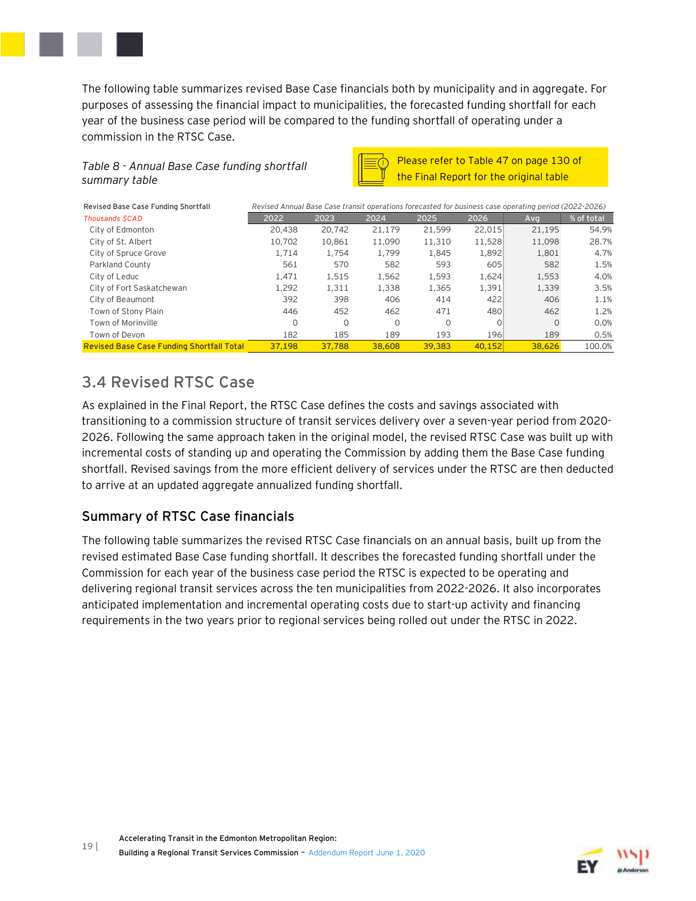The following table summarizes revised Base Case financials both by municipality and in aggregate. For purposes of assessing the financial impact to municipalities, the forecasted funding shortfall for each year of the business case period will be compared to the funding shortfall of operating under a commission in the RTSC Case.

*Table 8 - Annual Base Case funding shortfall summary table*

Please refer to Table 47 on page 130 of the Final Report for the original table

| Revised Base Case Funding Shortfall | *Revised Annual Base Case transit operations forecasted for business case operating period (2022-2026)* | | | | | | |
|---|---|---|---|---|---|---|---|
| *Thousands $CAD* | 2022 | 2023 | 2024 | 2025 | 2026 | Avg | % of total |
| City of Edmonton | 20,438 | 20,742 | 21,179 | 21,599 | 22,015 | 21,195 | 54.9% |
| City of St. Albert | 10,702 | 10,861 | 11,090 | 11,310 | 11,528 | 11,098 | 28.7% |
| City of Spruce Grove | 1,714 | 1,754 | 1,799 | 1,845 | 1,892 | 1,801 | 4.7% |
| Parkland County | 561 | 570 | 582 | 593 | 605 | 582 | 1.5% |
| City of Leduc | 1,471 | 1,515 | 1,562 | 1,593 | 1,624 | 1,553 | 4.0% |
| City of Fort Saskatchewan | 1,292 | 1,311 | 1,338 | 1,365 | 1,391 | 1,339 | 3.5% |
| City of Beaumont | 392 | 398 | 406 | 414 | 422 | 406 | 1.1% |
| Town of Stony Plain | 446 | 452 | 462 | 471 | 480 | 462 | 1.2% |
| Town of Morinville | 0 | 0 | 0 | 0 | 0 | 0 | 0.0% |
| Town of Devon | 182 | 185 | 189 | 193 | 196 | 189 | 0.5% |
| Revised Base Case Funding Shortfall Total | 37,198 | 37,788 | 38,608 | 39,383 | 40,152 | 38,626 | 100.0% |

## 3.4 Revised RTSC Case

As explained in the Final Report, the RTSC Case defines the costs and savings associated with transitioning to a commission structure of transit services delivery over a seven-year period from 2020-2026. Following the same approach taken in the original model, the revised RTSC Case was built up with incremental costs of standing up and operating the Commission by adding them the Base Case funding shortfall. Revised savings from the more efficient delivery of services under the RTSC are then deducted to arrive at an updated aggregate annualized funding shortfall.

### Summary of RTSC Case financials

The following table summarizes the revised RTSC Case financials on an annual basis, built up from the revised estimated Base Case funding shortfall. It describes the forecasted funding shortfall under the Commission for each year of the business case period the RTSC is expected to be operating and delivering regional transit services across the ten municipalities from 2022-2026. It also incorporates anticipated implementation and incremental operating costs due to start-up activity and financing requirements in the two years prior to regional services being rolled out under the RTSC in 2022.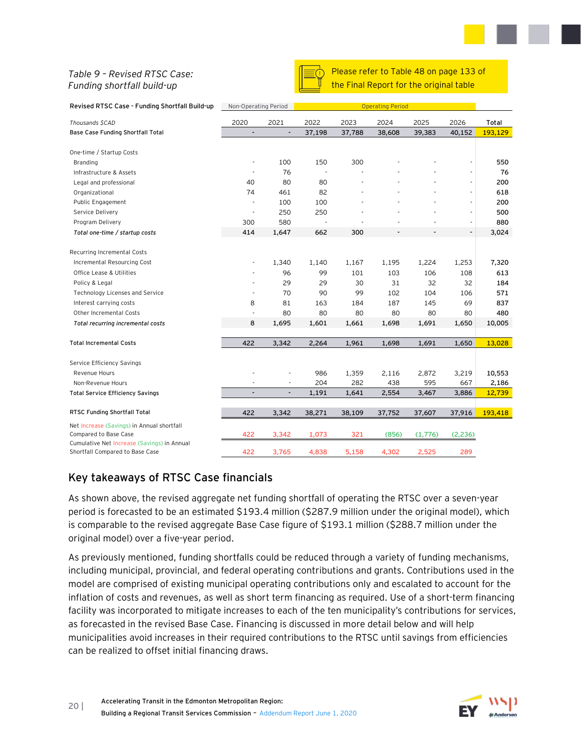*Table 9 – Revised RTSC Case: Funding shortfall build-up*

Please refer to Table 48 on page 133 of the Final Report for the original table

| Revised RTSC Case - Funding Shortfall Build-up | Non-Operating Period | | Operating Period | | | | | |
|---|---|---|---|---|---|---|---|---|
| *Thousands $CAD* | 2020 | 2021 | 2022 | 2023 | 2024 | 2025 | 2026 | Total |
| Base Case Funding Shortfall Total | - | - | 37,198 | 37,788 | 38,608 | 39,383 | 40,152 | 193,129 |
| | | | | | | | | |
| One-time / Startup Costs | | | | | | | | |
| Branding | - | 100 | 150 | 300 | - | - | - | 550 |
| Infrastructure & Assets | - | 76 | - | - | - | - | - | 76 |
| Legal and professional | 40 | 80 | 80 | - | - | - | - | 200 |
| Organizational | 74 | 461 | 82 | - | - | - | - | 618 |
| Public Engagement | - | 100 | 100 | - | - | - | - | 200 |
| Service Delivery | - | 250 | 250 | - | - | - | - | 500 |
| Program Delivery | 300 | 580 | - | - | - | - | - | 880 |
| *Total one-time / startup costs* | 414 | 1,647 | 662 | 300 | - | - | - | 3,024 |
| | | | | | | | | |
| Recurring Incremental Costs | | | | | | | | |
| Incremental Resourcing Cost | - | 1,340 | 1,140 | 1,167 | 1,195 | 1,224 | 1,253 | 7,320 |
| Office Lease & Utilities | - | 96 | 99 | 101 | 103 | 106 | 108 | 613 |
| Policy & Legal | - | 29 | 29 | 30 | 31 | 32 | 32 | 184 |
| Technology Licenses and Service | - | 70 | 90 | 99 | 102 | 104 | 106 | 571 |
| Interest carrying costs | 8 | 81 | 163 | 184 | 187 | 145 | 69 | 837 |
| Other Incremental Costs | - | 80 | 80 | 80 | 80 | 80 | 80 | 480 |
| *Total recurring incremental costs* | 8 | 1,695 | 1,601 | 1,661 | 1,698 | 1,691 | 1,650 | 10,005 |
| | | | | | | | | |
| Total Incremental Costs | 422 | 3,342 | 2,264 | 1,961 | 1,698 | 1,691 | 1,650 | 13,028 |
| | | | | | | | | |
| Service Efficiency Savings | | | | | | | | |
| Revenue Hours | - | - | 986 | 1,359 | 2,116 | 2,872 | 3,219 | 10,553 |
| Non-Revenue Hours | - | - | 204 | 282 | 438 | 595 | 667 | 2,186 |
| Total Service Efficiency Savings | - | - | 1,191 | 1,641 | 2,554 | 3,467 | 3,886 | 12,739 |
| | | | | | | | | |
| RTSC Funding Shortfall Total | 422 | 3,342 | 38,271 | 38,109 | 37,752 | 37,607 | 37,916 | 193,418 |
| | | | | | | | | |
| Net Increase (Savings) in Annual shortfall Compared to Base Case | 422 | 3,342 | 1,073 | 321 | (856) | (1,776) | (2,236) | |
| Cumulative Net Increase (Savings) in Annual Shortfall Compared to Base Case | 422 | 3,765 | 4,838 | 5,158 | 4,302 | 2,525 | 289 | |

## Key takeaways of RTSC Case financials

As shown above, the revised aggregate net funding shortfall of operating the RTSC over a seven-year period is forecasted to be an estimated $193.4 million ($287.9 million under the original model), which is comparable to the revised aggregate Base Case figure of $193.1 million ($288.7 million under the original model) over a five-year period.

As previously mentioned, funding shortfalls could be reduced through a variety of funding mechanisms, including municipal, provincial, and federal operating contributions and grants. Contributions used in the model are comprised of existing municipal operating contributions only and escalated to account for the inflation of costs and revenues, as well as short term financing as required. Use of a short-term financing facility was incorporated to mitigate increases to each of the ten municipality's contributions for services, as forecasted in the revised Base Case. Financing is discussed in more detail below and will help municipalities avoid increases in their required contributions to the RTSC until savings from efficiencies can be realized to offset initial financing draws.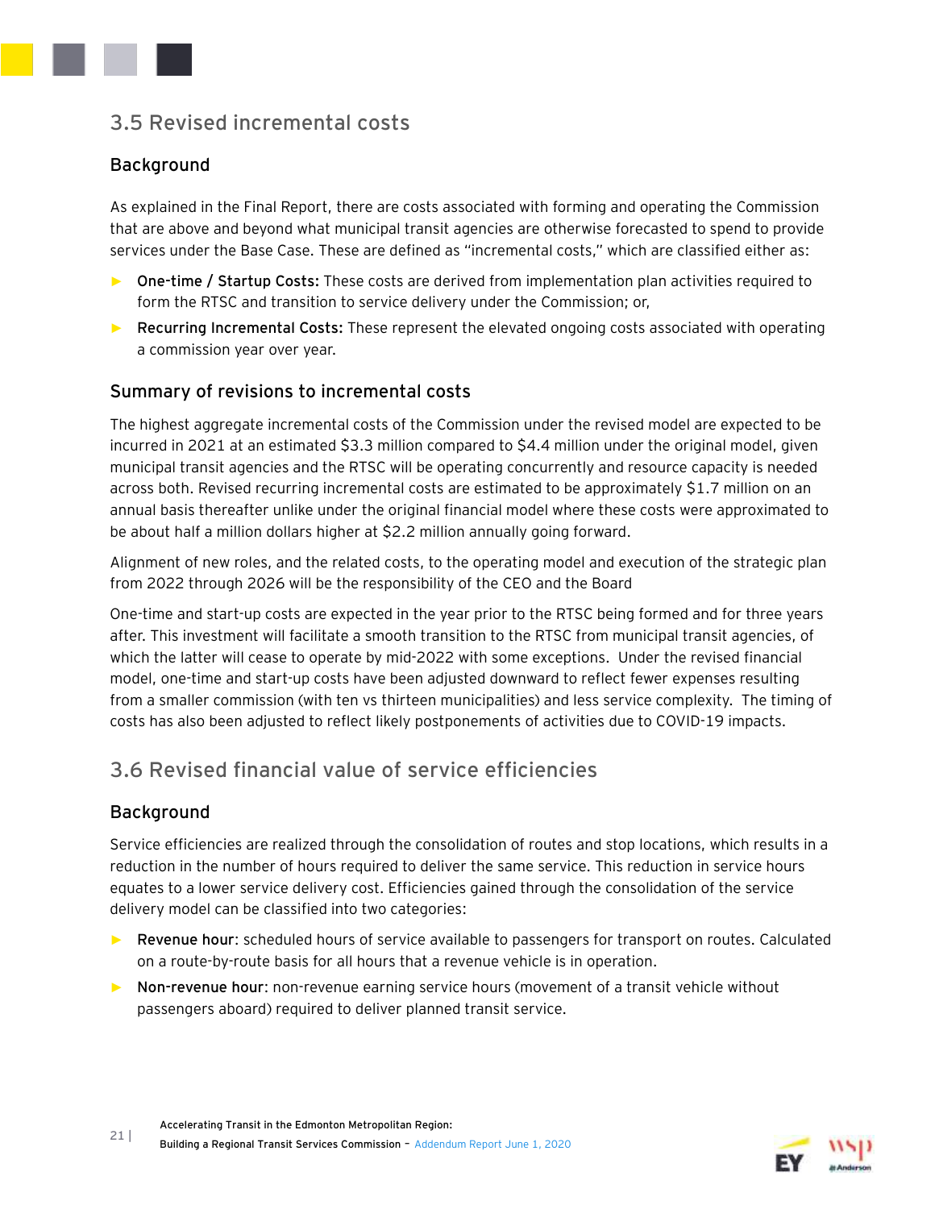## 3.5 Revised incremental costs

### Background

As explained in the Final Report, there are costs associated with forming and operating the Commission that are above and beyond what municipal transit agencies are otherwise forecasted to spend to provide services under the Base Case. These are defined as "incremental costs," which are classified either as:

- **One-time / Startup Costs:** These costs are derived from implementation plan activities required to form the RTSC and transition to service delivery under the Commission; or,
- **Recurring Incremental Costs:** These represent the elevated ongoing costs associated with operating a commission year over year.

### Summary of revisions to incremental costs

The highest aggregate incremental costs of the Commission under the revised model are expected to be incurred in 2021 at an estimated $3.3 million compared to $4.4 million under the original model, given municipal transit agencies and the RTSC will be operating concurrently and resource capacity is needed across both. Revised recurring incremental costs are estimated to be approximately $1.7 million on an annual basis thereafter unlike under the original financial model where these costs were approximated to be about half a million dollars higher at $2.2 million annually going forward.

Alignment of new roles, and the related costs, to the operating model and execution of the strategic plan from 2022 through 2026 will be the responsibility of the CEO and the Board

One-time and start-up costs are expected in the year prior to the RTSC being formed and for three years after. This investment will facilitate a smooth transition to the RTSC from municipal transit agencies, of which the latter will cease to operate by mid-2022 with some exceptions. Under the revised financial model, one-time and start-up costs have been adjusted downward to reflect fewer expenses resulting from a smaller commission (with ten vs thirteen municipalities) and less service complexity. The timing of costs has also been adjusted to reflect likely postponements of activities due to COVID-19 impacts.

## 3.6 Revised financial value of service efficiencies

### Background

Service efficiencies are realized through the consolidation of routes and stop locations, which results in a reduction in the number of hours required to deliver the same service. This reduction in service hours equates to a lower service delivery cost. Efficiencies gained through the consolidation of the service delivery model can be classified into two categories:

- **Revenue hour**: scheduled hours of service available to passengers for transport on routes. Calculated on a route-by-route basis for all hours that a revenue vehicle is in operation.
- **Non-revenue hour**: non-revenue earning service hours (movement of a transit vehicle without passengers aboard) required to deliver planned transit service.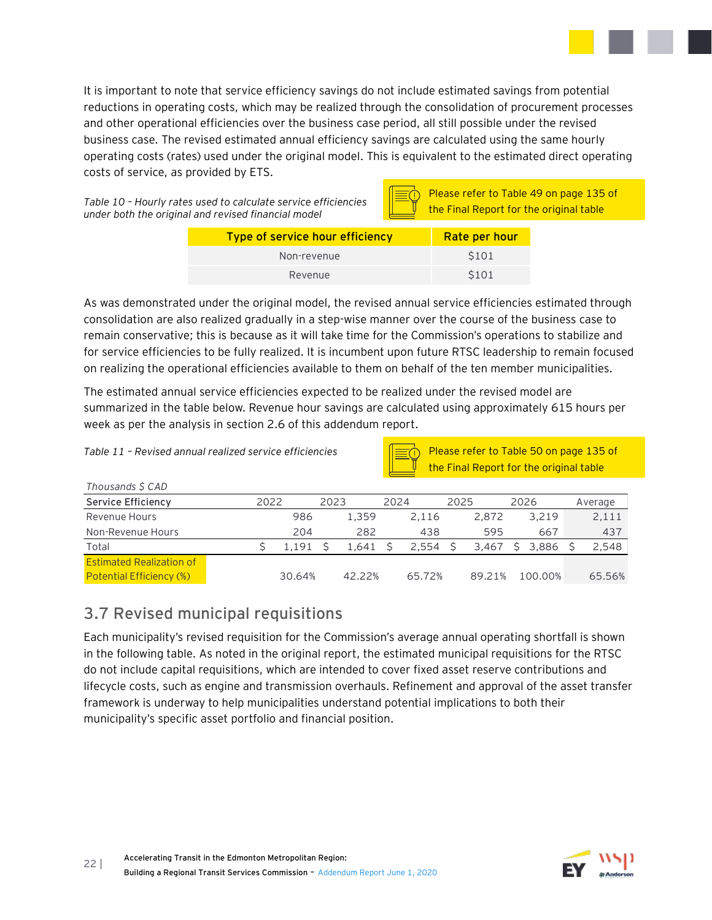It is important to note that service efficiency savings do not include estimated savings from potential reductions in operating costs, which may be realized through the consolidation of procurement processes and other operational efficiencies over the business case period, all still possible under the revised business case. The revised estimated annual efficiency savings are calculated using the same hourly operating costs (rates) used under the original model. This is equivalent to the estimated direct operating costs of service, as provided by ETS.

*Table 10 – Hourly rates used to calculate service efficiencies under both the original and revised financial model*

Please refer to Table 49 on page 135 of the Final Report for the original table

| Type of service hour efficiency | Rate per hour |
|---|---|
| Non-revenue | $101 |
| Revenue | $101 |

As was demonstrated under the original model, the revised annual service efficiencies estimated through consolidation are also realized gradually in a step-wise manner over the course of the business case to remain conservative; this is because as it will take time for the Commission's operations to stabilize and for service efficiencies to be fully realized. It is incumbent upon future RTSC leadership to remain focused on realizing the operational efficiencies available to them on behalf of the ten member municipalities.

The estimated annual service efficiencies expected to be realized under the revised model are summarized in the table below. Revenue hour savings are calculated using approximately 615 hours per week as per the analysis in section 2.6 of this addendum report.

*Table 11 – Revised annual realized service efficiencies*

Please refer to Table 50 on page 135 of the Final Report for the original table

*Thousands $ CAD*

| Service Efficiency | 2022 | 2023 | 2024 | 2025 | 2026 | Average |
|---|---|---|---|---|---|---|
| Revenue Hours | 986 | 1,359 | 2,116 | 2,872 | 3,219 | 2,111 |
| Non-Revenue Hours | 204 | 282 | 438 | 595 | 667 | 437 |
| Total | $ 1,191 | $ 1,641 | $ 2,554 | $ 3,467 | $ 3,886 | $ 2,548 |
| Estimated Realization of Potential Efficiency (%) | 30.64% | 42.22% | 65.72% | 89.21% | 100.00% | 65.56% |

## 3.7 Revised municipal requisitions

Each municipality's revised requisition for the Commission's average annual operating shortfall is shown in the following table. As noted in the original report, the estimated municipal requisitions for the RTSC do not include capital requisitions, which are intended to cover fixed asset reserve contributions and lifecycle costs, such as engine and transmission overhauls. Refinement and approval of the asset transfer framework is underway to help municipalities understand potential implications to both their municipality's specific asset portfolio and financial position.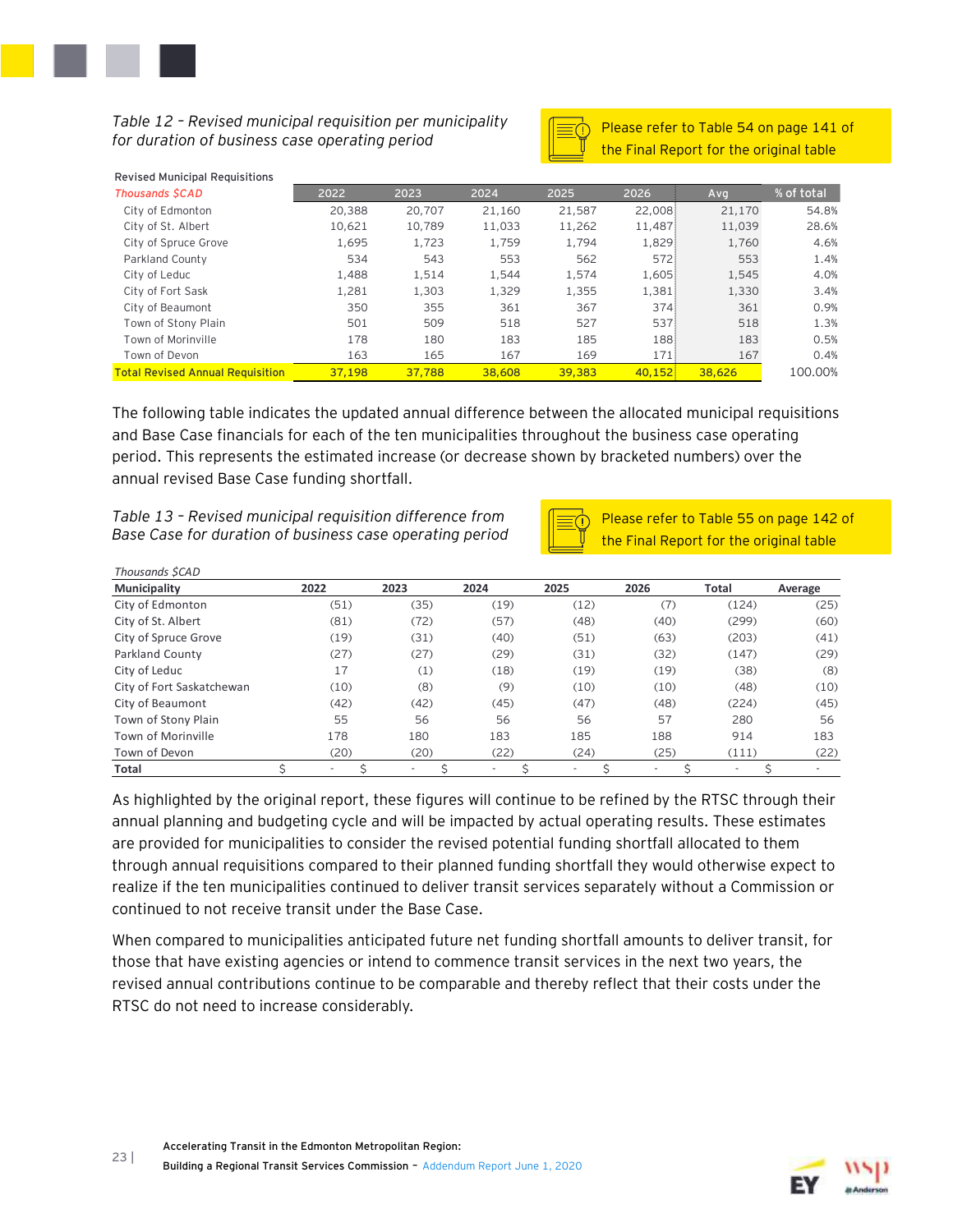*Table 12 – Revised municipal requisition per municipality for duration of business case operating period*

Please refer to Table 54 on page 141 of the Final Report for the original table

Revised Municipal Requisitions

| *Thousands $CAD* | 2022 | 2023 | 2024 | 2025 | 2026 | Avg | % of total |
|---|---|---|---|---|---|---|---|
| City of Edmonton | 20,388 | 20,707 | 21,160 | 21,587 | 22,008 | 21,170 | 54.8% |
| City of St. Albert | 10,621 | 10,789 | 11,033 | 11,262 | 11,487 | 11,039 | 28.6% |
| City of Spruce Grove | 1,695 | 1,723 | 1,759 | 1,794 | 1,829 | 1,760 | 4.6% |
| Parkland County | 534 | 543 | 553 | 562 | 572 | 553 | 1.4% |
| City of Leduc | 1,488 | 1,514 | 1,544 | 1,574 | 1,605 | 1,545 | 4.0% |
| City of Fort Sask | 1,281 | 1,303 | 1,329 | 1,355 | 1,381 | 1,330 | 3.4% |
| City of Beaumont | 350 | 355 | 361 | 367 | 374 | 361 | 0.9% |
| Town of Stony Plain | 501 | 509 | 518 | 527 | 537 | 518 | 1.3% |
| Town of Morinville | 178 | 180 | 183 | 185 | 188 | 183 | 0.5% |
| Town of Devon | 163 | 165 | 167 | 169 | 171 | 167 | 0.4% |
| Total Revised Annual Requisition | 37,198 | 37,788 | 38,608 | 39,383 | 40,152 | 38,626 | 100.00% |

The following table indicates the updated annual difference between the allocated municipal requisitions and Base Case financials for each of the ten municipalities throughout the business case operating period. This represents the estimated increase (or decrease shown by bracketed numbers) over the annual revised Base Case funding shortfall.

*Table 13 – Revised municipal requisition difference from Base Case for duration of business case operating period*

Please refer to Table 55 on page 142 of the Final Report for the original table

*Thousands $CAD*

| Municipality | 2022 | 2023 | 2024 | 2025 | 2026 | Total | Average |
|---|---|---|---|---|---|---|---|
| City of Edmonton | (51) | (35) | (19) | (12) | (7) | (124) | (25) |
| City of St. Albert | (81) | (72) | (57) | (48) | (40) | (299) | (60) |
| City of Spruce Grove | (19) | (31) | (40) | (51) | (63) | (203) | (41) |
| Parkland County | (27) | (27) | (29) | (31) | (32) | (147) | (29) |
| City of Leduc | 17 | (1) | (18) | (19) | (19) | (38) | (8) |
| City of Fort Saskatchewan | (10) | (8) | (9) | (10) | (10) | (48) | (10) |
| City of Beaumont | (42) | (42) | (45) | (47) | (48) | (224) | (45) |
| Town of Stony Plain | 55 | 56 | 56 | 56 | 57 | 280 | 56 |
| Town of Morinville | 178 | 180 | 183 | 185 | 188 | 914 | 183 |
| Town of Devon | (20) | (20) | (22) | (24) | (25) | (111) | (22) |
| **Total** | $ - | $ - | $ - | $ - | $ - | $ - | $ - |

As highlighted by the original report, these figures will continue to be refined by the RTSC through their annual planning and budgeting cycle and will be impacted by actual operating results. These estimates are provided for municipalities to consider the revised potential funding shortfall allocated to them through annual requisitions compared to their planned funding shortfall they would otherwise expect to realize if the ten municipalities continued to deliver transit services separately without a Commission or continued to not receive transit under the Base Case.

When compared to municipalities anticipated future net funding shortfall amounts to deliver transit, for those that have existing agencies or intend to commence transit services in the next two years, the revised annual contributions continue to be comparable and thereby reflect that their costs under the RTSC do not need to increase considerably.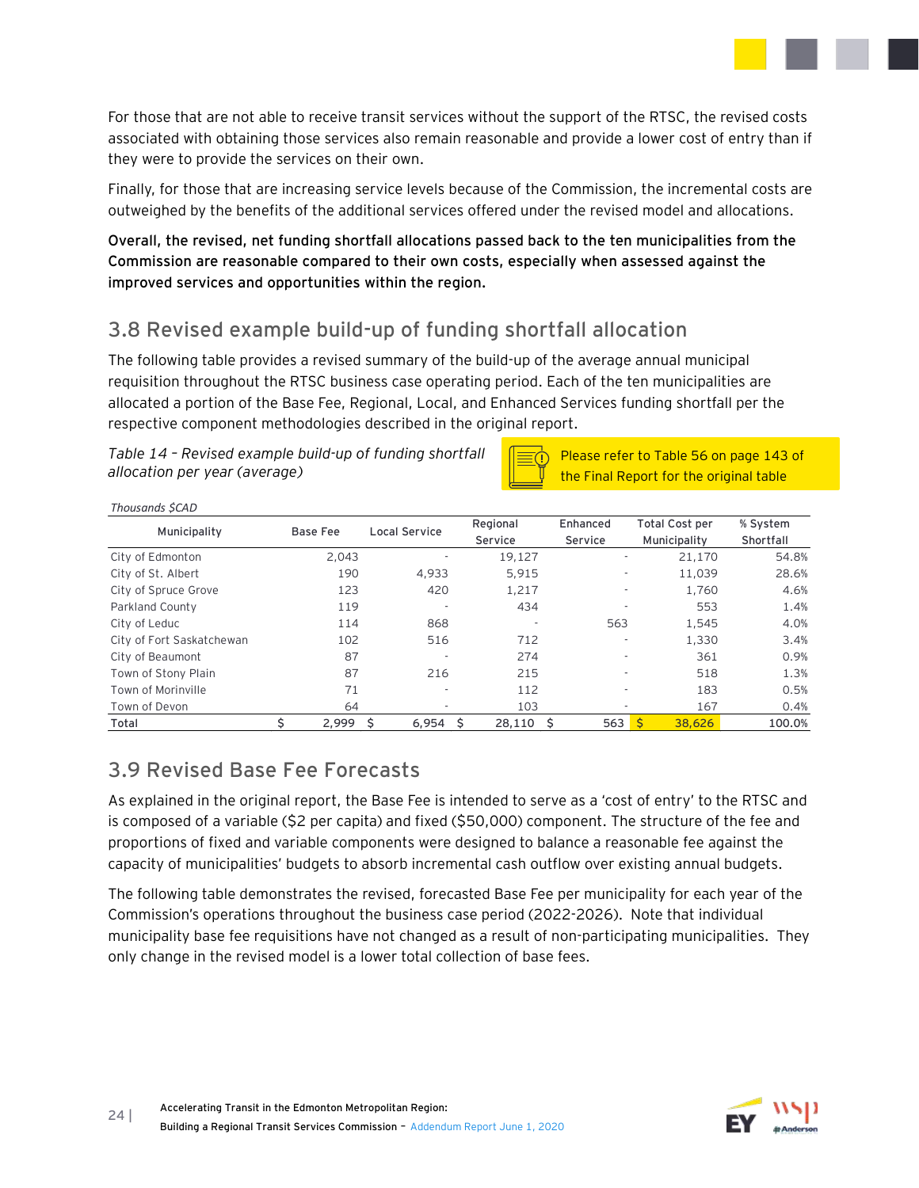For those that are not able to receive transit services without the support of the RTSC, the revised costs associated with obtaining those services also remain reasonable and provide a lower cost of entry than if they were to provide the services on their own.

Finally, for those that are increasing service levels because of the Commission, the incremental costs are outweighed by the benefits of the additional services offered under the revised model and allocations.

**Overall, the revised, net funding shortfall allocations passed back to the ten municipalities from the Commission are reasonable compared to their own costs, especially when assessed against the improved services and opportunities within the region.**

## 3.8 Revised example build-up of funding shortfall allocation

The following table provides a revised summary of the build-up of the average annual municipal requisition throughout the RTSC business case operating period. Each of the ten municipalities are allocated a portion of the Base Fee, Regional, Local, and Enhanced Services funding shortfall per the respective component methodologies described in the original report.

*Table 14 – Revised example build-up of funding shortfall allocation per year (average)*

Please refer to Table 56 on page 143 of the Final Report for the original table

*Thousands $CAD*

| Municipality | Base Fee | Local Service | Regional Service | Enhanced Service | Total Cost per Municipality | % System Shortfall |
|---|---|---|---|---|---|---|
| City of Edmonton | 2,043 | - | 19,127 | - | 21,170 | 54.8% |
| City of St. Albert | 190 | 4,933 | 5,915 | - | 11,039 | 28.6% |
| City of Spruce Grove | 123 | 420 | 1,217 | - | 1,760 | 4.6% |
| Parkland County | 119 | - | 434 | - | 553 | 1.4% |
| City of Leduc | 114 | 868 | - | 563 | 1,545 | 4.0% |
| City of Fort Saskatchewan | 102 | 516 | 712 | - | 1,330 | 3.4% |
| City of Beaumont | 87 | - | 274 | - | 361 | 0.9% |
| Town of Stony Plain | 87 | 216 | 215 | - | 518 | 1.3% |
| Town of Morinville | 71 | - | 112 | - | 183 | 0.5% |
| Town of Devon | 64 | - | 103 | - | 167 | 0.4% |
| Total | $ 2,999 | $ 6,954 | $ 28,110 | $ 563 | $ 38,626 | 100.0% |

## 3.9 Revised Base Fee Forecasts

As explained in the original report, the Base Fee is intended to serve as a 'cost of entry' to the RTSC and is composed of a variable ($2 per capita) and fixed ($50,000) component. The structure of the fee and proportions of fixed and variable components were designed to balance a reasonable fee against the capacity of municipalities' budgets to absorb incremental cash outflow over existing annual budgets.

The following table demonstrates the revised, forecasted Base Fee per municipality for each year of the Commission's operations throughout the business case period (2022-2026). Note that individual municipality base fee requisitions have not changed as a result of non-participating municipalities. They only change in the revised model is a lower total collection of base fees.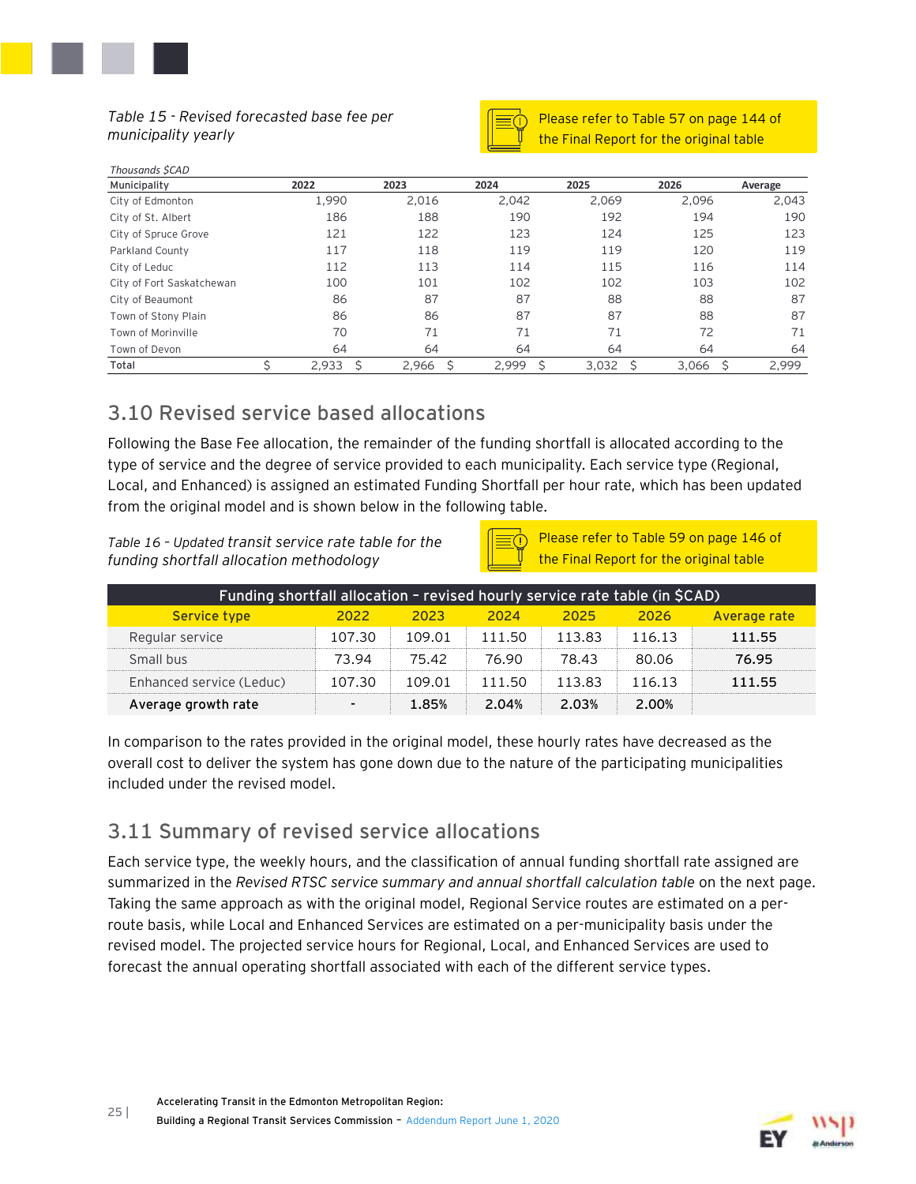*Table 15 - Revised forecasted base fee per municipality yearly*

Please refer to Table 57 on page 144 of the Final Report for the original table

*Thousands $CAD*

| Municipality | 2022 | 2023 | 2024 | 2025 | 2026 | Average |
|---|---|---|---|---|---|---|
| City of Edmonton | 1,990 | 2,016 | 2,042 | 2,069 | 2,096 | 2,043 |
| City of St. Albert | 186 | 188 | 190 | 192 | 194 | 190 |
| City of Spruce Grove | 121 | 122 | 123 | 124 | 125 | 123 |
| Parkland County | 117 | 118 | 119 | 119 | 120 | 119 |
| City of Leduc | 112 | 113 | 114 | 115 | 116 | 114 |
| City of Fort Saskatchewan | 100 | 101 | 102 | 102 | 103 | 102 |
| City of Beaumont | 86 | 87 | 87 | 88 | 88 | 87 |
| Town of Stony Plain | 86 | 86 | 87 | 87 | 88 | 87 |
| Town of Morinville | 70 | 71 | 71 | 71 | 72 | 71 |
| Town of Devon | 64 | 64 | 64 | 64 | 64 | 64 |
| **Total** | $ 2,933 | $ 2,966 | $ 2,999 | $ 3,032 | $ 3,066 | $ 2,999 |

## 3.10 Revised service based allocations

Following the Base Fee allocation, the remainder of the funding shortfall is allocated according to the type of service and the degree of service provided to each municipality. Each service type (Regional, Local, and Enhanced) is assigned an estimated Funding Shortfall per hour rate, which has been updated from the original model and is shown below in the following table.

*Table 16 – Updated transit service rate table for the funding shortfall allocation methodology*

Please refer to Table 59 on page 146 of the Final Report for the original table

| Funding shortfall allocation – revised hourly service rate table (in $CAD) | | | | | | |
|---|---|---|---|---|---|---|
| **Service type** | **2022** | **2023** | **2024** | **2025** | **2026** | **Average rate** |
| Regular service | 107.30 | 109.01 | 111.50 | 113.83 | 116.13 | **111.55** |
| Small bus | 73.94 | 75.42 | 76.90 | 78.43 | 80.06 | **76.95** |
| Enhanced service (Leduc) | 107.30 | 109.01 | 111.50 | 113.83 | 116.13 | **111.55** |
| **Average growth rate** | - | **1.85%** | **2.04%** | **2.03%** | **2.00%** | |

In comparison to the rates provided in the original model, these hourly rates have decreased as the overall cost to deliver the system has gone down due to the nature of the participating municipalities included under the revised model.

## 3.11 Summary of revised service allocations

Each service type, the weekly hours, and the classification of annual funding shortfall rate assigned are summarized in the *Revised RTSC service summary and annual shortfall calculation table* on the next page. Taking the same approach as with the original model, Regional Service routes are estimated on a per-route basis, while Local and Enhanced Services are estimated on a per-municipality basis under the revised model. The projected service hours for Regional, Local, and Enhanced Services are used to forecast the annual operating shortfall associated with each of the different service types.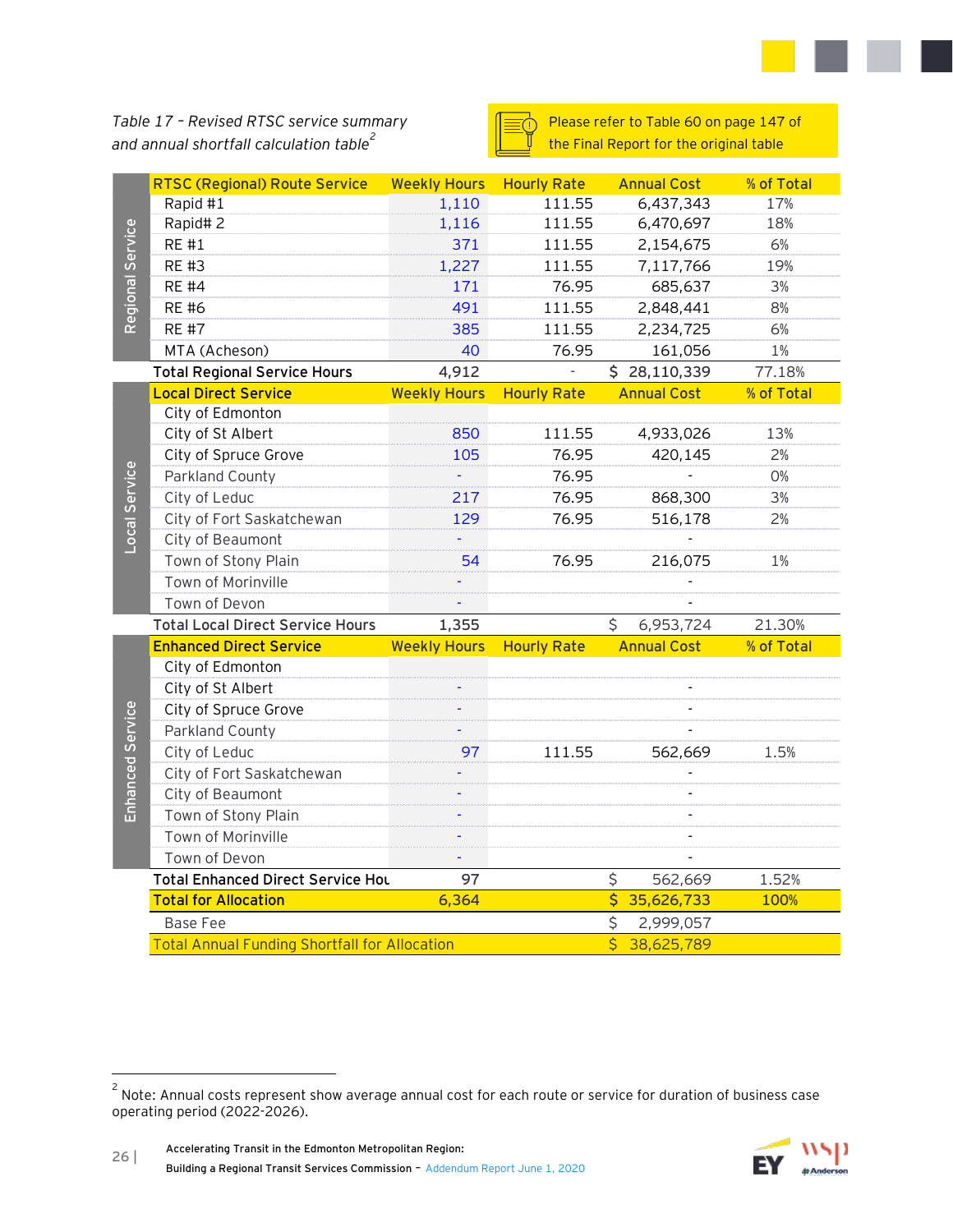*Table 17 – Revised RTSC service summary and annual shortfall calculation table*[2]

Please refer to Table 60 on page 147 of the Final Report for the original table

| | RTSC (Regional) Route Service | Weekly Hours | Hourly Rate | Annual Cost | % of Total |
|---|---|---|---|---|---|
| Regional Service | Rapid #1 | 1,110 | 111.55 | 6,437,343 | 17% |
| | Rapid# 2 | 1,116 | 111.55 | 6,470,697 | 18% |
| | RE #1 | 371 | 111.55 | 2,154,675 | 6% |
| | RE #3 | 1,227 | 111.55 | 7,117,766 | 19% |
| | RE #4 | 171 | 76.95 | 685,637 | 3% |
| | RE #6 | 491 | 111.55 | 2,848,441 | 8% |
| | RE #7 | 385 | 111.55 | 2,234,725 | 6% |
| | MTA (Acheson) | 40 | 76.95 | 161,056 | 1% |
| | **Total Regional Service Hours** | 4,912 | - | $ 28,110,339 | 77.18% |
| | **Local Direct Service** | **Weekly Hours** | **Hourly Rate** | **Annual Cost** | **% of Total** |
| Local Service | City of Edmonton | | | | |
| | City of St Albert | 850 | 111.55 | 4,933,026 | 13% |
| | City of Spruce Grove | 105 | 76.95 | 420,145 | 2% |
| | Parkland County | - | 76.95 | - | 0% |
| | City of Leduc | 217 | 76.95 | 868,300 | 3% |
| | City of Fort Saskatchewan | 129 | 76.95 | 516,178 | 2% |
| | City of Beaumont | - | | - | |
| | Town of Stony Plain | 54 | 76.95 | 216,075 | 1% |
| | Town of Morinville | - | | - | |
| | Town of Devon | - | | - | |
| | **Total Local Direct Service Hours** | 1,355 | | $ 6,953,724 | 21.30% |
| | **Enhanced Direct Service** | **Weekly Hours** | **Hourly Rate** | **Annual Cost** | **% of Total** |
| Enhanced Service | City of Edmonton | | | | |
| | City of St Albert | - | | - | |
| | City of Spruce Grove | - | | - | |
| | Parkland County | - | | - | |
| | City of Leduc | 97 | 111.55 | 562,669 | 1.5% |
| | City of Fort Saskatchewan | - | | - | |
| | City of Beaumont | - | | - | |
| | Town of Stony Plain | - | | - | |
| | Town of Morinville | - | | - | |
| | Town of Devon | - | | - | |
| | **Total Enhanced Direct Service Hou** | 97 | | $ 562,669 | 1.52% |
| | **Total for Allocation** | 6,364 | | $ 35,626,733 | 100% |
| | Base Fee | | | $ 2,999,057 | |
| | Total Annual Funding Shortfall for Allocation | | | $ 38,625,789 | |

[2] Note: Annual costs represent show average annual cost for each route or service for duration of business case operating period (2022-2026).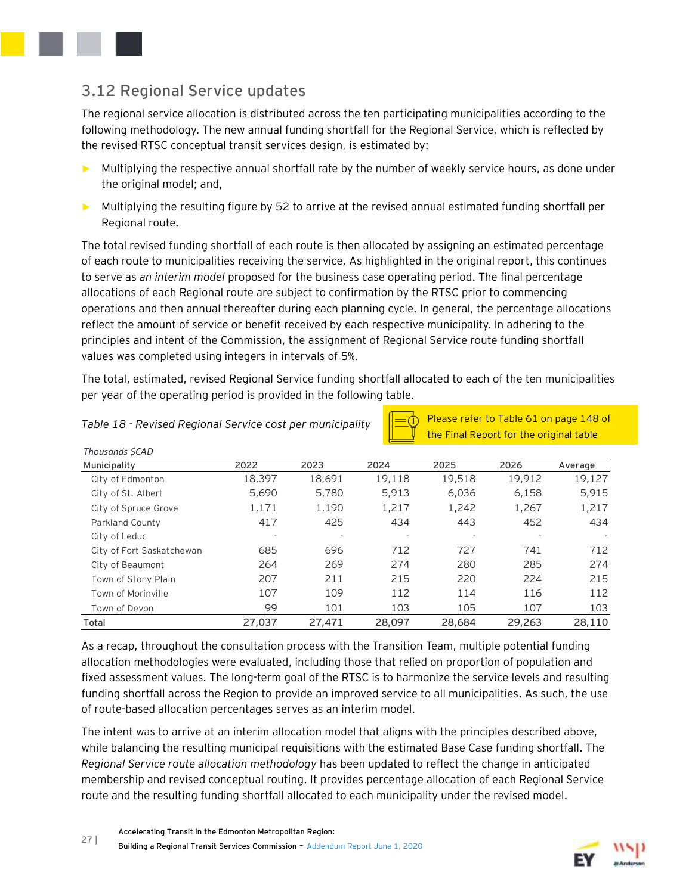## 3.12 Regional Service updates

The regional service allocation is distributed across the ten participating municipalities according to the following methodology. The new annual funding shortfall for the Regional Service, which is reflected by the revised RTSC conceptual transit services design, is estimated by:

- Multiplying the respective annual shortfall rate by the number of weekly service hours, as done under the original model; and,
- Multiplying the resulting figure by 52 to arrive at the revised annual estimated funding shortfall per Regional route.

The total revised funding shortfall of each route is then allocated by assigning an estimated percentage of each route to municipalities receiving the service. As highlighted in the original report, this continues to serve as *an interim model* proposed for the business case operating period. The final percentage allocations of each Regional route are subject to confirmation by the RTSC prior to commencing operations and then annual thereafter during each planning cycle. In general, the percentage allocations reflect the amount of service or benefit received by each respective municipality. In adhering to the principles and intent of the Commission, the assignment of Regional Service route funding shortfall values was completed using integers in intervals of 5%.

The total, estimated, revised Regional Service funding shortfall allocated to each of the ten municipalities per year of the operating period is provided in the following table.

*Table 18 - Revised Regional Service cost per municipality*

Please refer to Table 61 on page 148 of the Final Report for the original table

*Thousands $CAD*

| Municipality | 2022 | 2023 | 2024 | 2025 | 2026 | Average |
|---|---|---|---|---|---|---|
| City of Edmonton | 18,397 | 18,691 | 19,118 | 19,518 | 19,912 | 19,127 |
| City of St. Albert | 5,690 | 5,780 | 5,913 | 6,036 | 6,158 | 5,915 |
| City of Spruce Grove | 1,171 | 1,190 | 1,217 | 1,242 | 1,267 | 1,217 |
| Parkland County | 417 | 425 | 434 | 443 | 452 | 434 |
| City of Leduc | - | - | - | - | - | - |
| City of Fort Saskatchewan | 685 | 696 | 712 | 727 | 741 | 712 |
| City of Beaumont | 264 | 269 | 274 | 280 | 285 | 274 |
| Town of Stony Plain | 207 | 211 | 215 | 220 | 224 | 215 |
| Town of Morinville | 107 | 109 | 112 | 114 | 116 | 112 |
| Town of Devon | 99 | 101 | 103 | 105 | 107 | 103 |
| Total | 27,037 | 27,471 | 28,097 | 28,684 | 29,263 | 28,110 |

As a recap, throughout the consultation process with the Transition Team, multiple potential funding allocation methodologies were evaluated, including those that relied on proportion of population and fixed assessment values. The long-term goal of the RTSC is to harmonize the service levels and resulting funding shortfall across the Region to provide an improved service to all municipalities. As such, the use of route-based allocation percentages serves as an interim model.

The intent was to arrive at an interim allocation model that aligns with the principles described above, while balancing the resulting municipal requisitions with the estimated Base Case funding shortfall. The *Regional Service route allocation methodology* has been updated to reflect the change in anticipated membership and revised conceptual routing. It provides percentage allocation of each Regional Service route and the resulting funding shortfall allocated to each municipality under the revised model.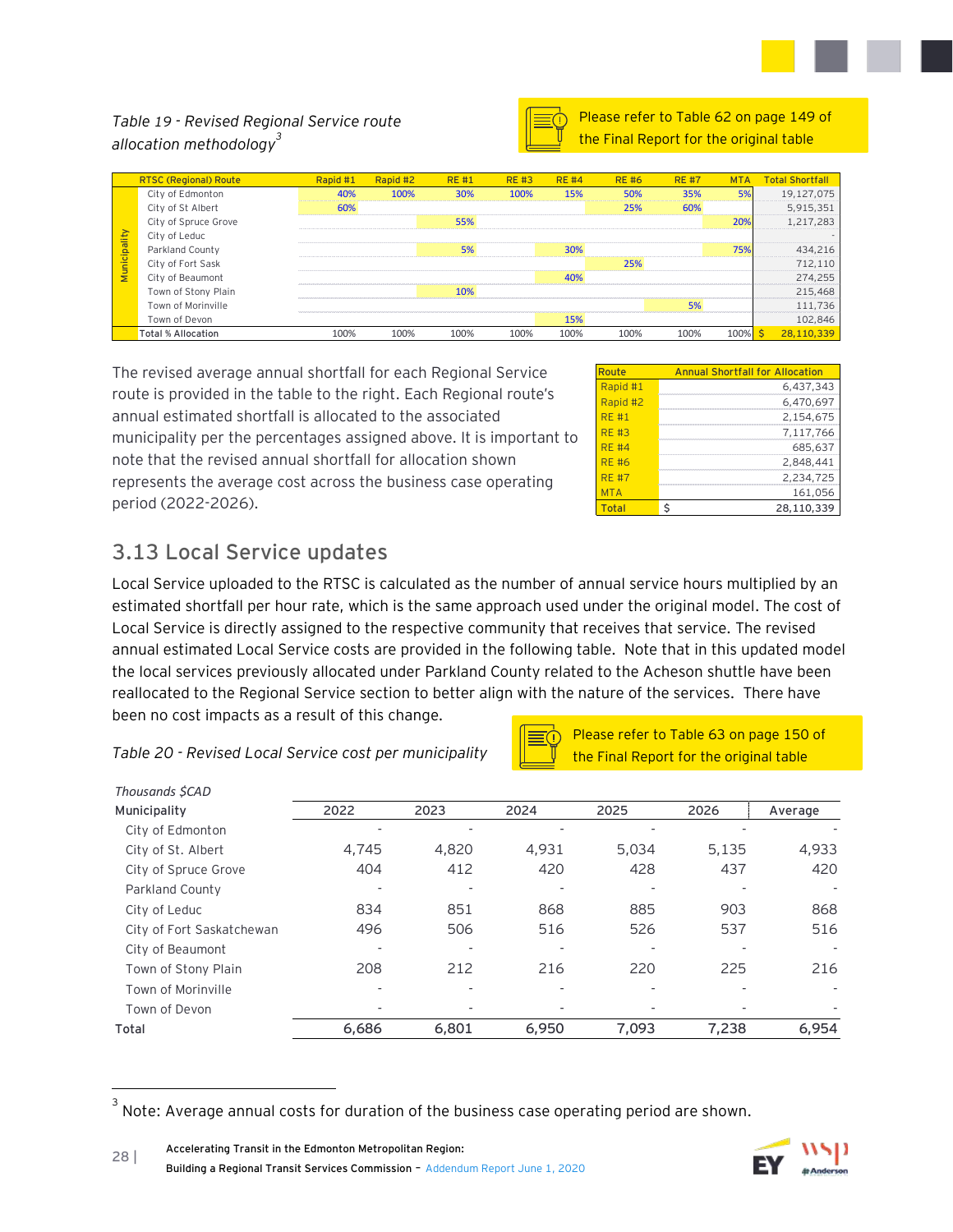*Table 19 - Revised Regional Service route allocation methodology*[3]

Please refer to Table 62 on page 149 of the Final Report for the original table

| | RTSC (Regional) Route | Rapid #1 | Rapid #2 | RE #1 | RE #3 | RE #4 | RE #6 | RE #7 | MTA | Total Shortfall |
|---|---|---|---|---|---|---|---|---|---|---|
| Municipality | City of Edmonton | 40% | 100% | 30% | 100% | 15% | 50% | 35% | 5% | 19,127,075 |
| | City of St Albert | 60% | | | | | 25% | 60% | | 5,915,351 |
| | City of Spruce Grove | | | 55% | | | | | 20% | 1,217,283 |
| | City of Leduc | | | | | | | | | - |
| | Parkland County | | | 5% | | 30% | | | 75% | 434,216 |
| | City of Fort Sask | | | | | | 25% | | | 712,110 |
| | City of Beaumont | | | | | 40% | | | | 274,255 |
| | Town of Stony Plain | | | 10% | | | | | | 215,468 |
| | Town of Morinville | | | | | | | 5% | | 111,736 |
| | Town of Devon | | | | | 15% | | | | 102,846 |
| | Total % Allocation | 100% | 100% | 100% | 100% | 100% | 100% | 100% | 100% | $ 28,110,339 |

The revised average annual shortfall for each Regional Service route is provided in the table to the right. Each Regional route's annual estimated shortfall is allocated to the associated municipality per the percentages assigned above. It is important to note that the revised annual shortfall for allocation shown represents the average cost across the business case operating period (2022-2026).

| Route | Annual Shortfall for Allocation |
|---|---|
| Rapid #1 | 6,437,343 |
| Rapid #2 | 6,470,697 |
| RE #1 | 2,154,675 |
| RE #3 | 7,117,766 |
| RE #4 | 685,637 |
| RE #6 | 2,848,441 |
| RE #7 | 2,234,725 |
| MTA | 161,056 |
| Total | $ 28,110,339 |

## 3.13 Local Service updates

Local Service uploaded to the RTSC is calculated as the number of annual service hours multiplied by an estimated shortfall per hour rate, which is the same approach used under the original model. The cost of Local Service is directly assigned to the respective community that receives that service. The revised annual estimated Local Service costs are provided in the following table. Note that in this updated model the local services previously allocated under Parkland County related to the Acheson shuttle have been reallocated to the Regional Service section to better align with the nature of the services. There have been no cost impacts as a result of this change.

*Table 20 - Revised Local Service cost per municipality*

Please refer to Table 63 on page 150 of the Final Report for the original table

*Thousands $CAD*

| Municipality | 2022 | 2023 | 2024 | 2025 | 2026 | Average |
|---|---|---|---|---|---|---|
| City of Edmonton | - | - | - | - | - | - |
| City of St. Albert | 4,745 | 4,820 | 4,931 | 5,034 | 5,135 | 4,933 |
| City of Spruce Grove | 404 | 412 | 420 | 428 | 437 | 420 |
| Parkland County | - | - | - | - | - | - |
| City of Leduc | 834 | 851 | 868 | 885 | 903 | 868 |
| City of Fort Saskatchewan | 496 | 506 | 516 | 526 | 537 | 516 |
| City of Beaumont | - | - | - | - | - | - |
| Town of Stony Plain | 208 | 212 | 216 | 220 | 225 | 216 |
| Town of Morinville | - | - | - | - | - | - |
| Town of Devon | - | - | - | - | - | - |
| **Total** | 6,686 | 6,801 | 6,950 | 7,093 | 7,238 | 6,954 |

[3] Note: Average annual costs for duration of the business case operating period are shown.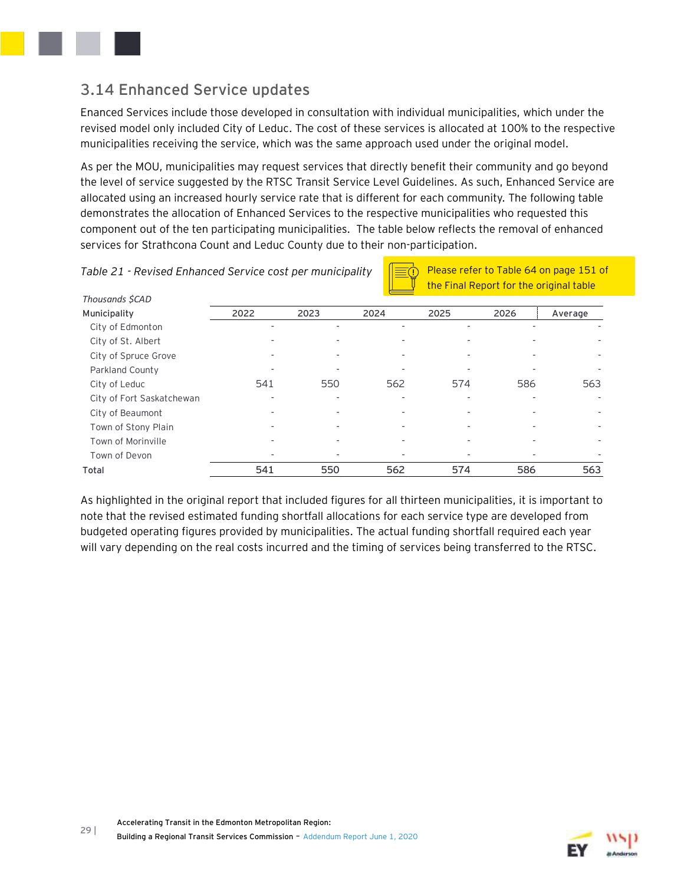## 3.14 Enhanced Service updates

Enanced Services include those developed in consultation with individual municipalities, which under the revised model only included City of Leduc. The cost of these services is allocated at 100% to the respective municipalities receiving the service, which was the same approach used under the original model.

As per the MOU, municipalities may request services that directly benefit their community and go beyond the level of service suggested by the RTSC Transit Service Level Guidelines. As such, Enhanced Service are allocated using an increased hourly service rate that is different for each community. The following table demonstrates the allocation of Enhanced Services to the respective municipalities who requested this component out of the ten participating municipalities. The table below reflects the removal of enhanced services for Strathcona Count and Leduc County due to their non-participation.

*Table 21 - Revised Enhanced Service cost per municipality*

Please refer to Table 64 on page 151 of the Final Report for the original table

*Thousands $CAD*

| Municipality | 2022 | 2023 | 2024 | 2025 | 2026 | Average |
|---|---|---|---|---|---|---|
| City of Edmonton | - | - | - | - | - | - |
| City of St. Albert | - | - | - | - | - | - |
| City of Spruce Grove | - | - | - | - | - | - |
| Parkland County | - | - | - | - | - | - |
| City of Leduc | 541 | 550 | 562 | 574 | 586 | 563 |
| City of Fort Saskatchewan | - | - | - | - | - | - |
| City of Beaumont | - | - | - | - | - | - |
| Town of Stony Plain | - | - | - | - | - | - |
| Town of Morinville | - | - | - | - | - | - |
| Town of Devon | - | - | - | - | - | - |
| Total | 541 | 550 | 562 | 574 | 586 | 563 |

As highlighted in the original report that included figures for all thirteen municipalities, it is important to note that the revised estimated funding shortfall allocations for each service type are developed from budgeted operating figures provided by municipalities. The actual funding shortfall required each year will vary depending on the real costs incurred and the timing of services being transferred to the RTSC.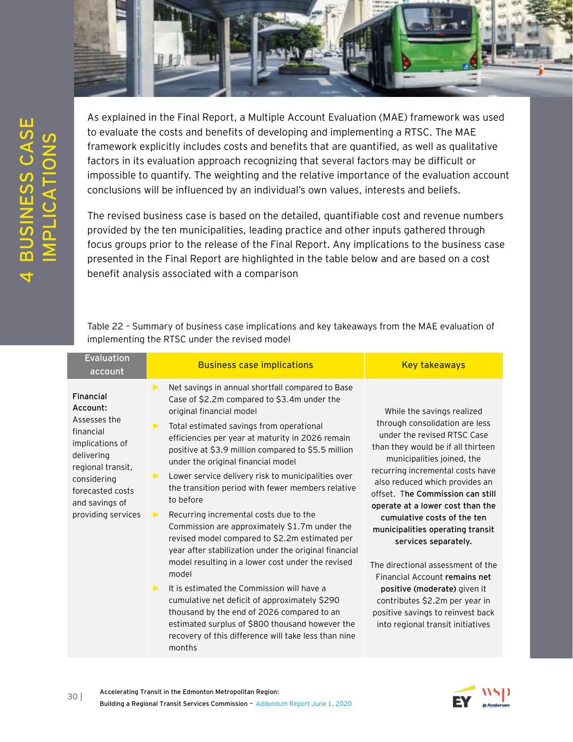# 4 BUSINESS CASE IMPLICATIONS

As explained in the Final Report, a Multiple Account Evaluation (MAE) framework was used to evaluate the costs and benefits of developing and implementing a RTSC. The MAE framework explicitly includes costs and benefits that are quantified, as well as qualitative factors in its evaluation approach recognizing that several factors may be difficult or impossible to quantify. The weighting and the relative importance of the evaluation account conclusions will be influenced by an individual's own values, interests and beliefs.

The revised business case is based on the detailed, quantifiable cost and revenue numbers provided by the ten municipalities, leading practice and other inputs gathered through focus groups prior to the release of the Final Report. Any implications to the business case presented in the Final Report are highlighted in the table below and are based on a cost benefit analysis associated with a comparison

Table 22 – Summary of business case implications and key takeaways from the MAE evaluation of implementing the RTSC under the revised model

| Evaluation account | Business case implications | Key takeaways |
|---|---|---|
| **Financial Account:** Assesses the financial implications of delivering regional transit, considering forecasted costs and savings of providing services | <ul><li>Net savings in annual shortfall compared to Base Case of $2.2m compared to $3.4m under the original financial model</li><li>Total estimated savings from operational efficiencies per year at maturity in 2026 remain positive at $3.9 million compared to $5.5 million under the original financial model</li><li>Lower service delivery risk to municipalities over the transition period with fewer members relative to before</li><li>Recurring incremental costs due to the Commission are approximately $1.7m under the revised model compared to $2.2m estimated per year after stabilization under the original financial model resulting in a lower cost under the revised model</li><li>It is estimated the Commission will have a cumulative net deficit of approximately $290 thousand by the end of 2026 compared to an estimated surplus of $800 thousand however the recovery of this difference will take less than nine months</li></ul> | While the savings realized through consolidation are less under the revised RTSC Case than they would be if all thirteen municipalities joined, the recurring incremental costs have also reduced which provides an offset. **The Commission can still operate at a lower cost than the cumulative costs of the ten municipalities operating transit services separately.**<br><br>The directional assessment of the Financial Account **remains net positive (moderate)** given it contributes $2.2m per year in positive savings to reinvest back into regional transit initiatives |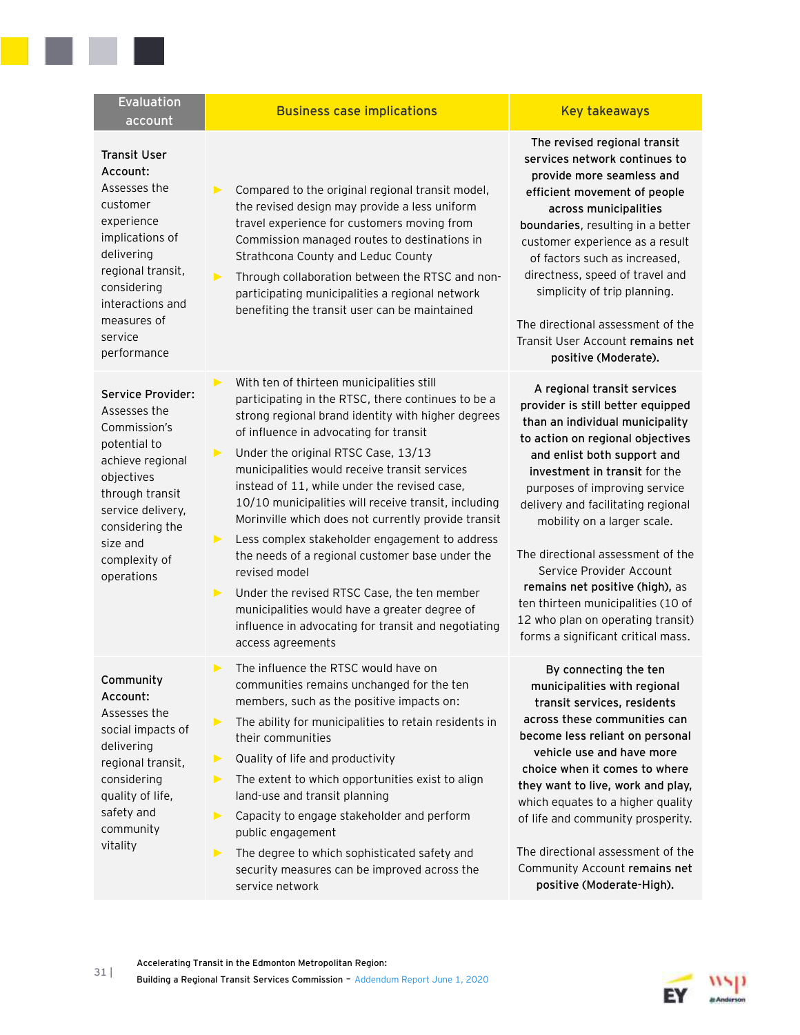| Evaluation account | Business case implications | Key takeaways |
|---|---|---|
| **Transit User Account:** Assesses the customer experience implications of delivering regional transit, considering interactions and measures of service performance | ▶ Compared to the original regional transit model, the revised design may provide a less uniform travel experience for customers moving from Commission managed routes to destinations in Strathcona County and Leduc County<br>▶ Through collaboration between the RTSC and non-participating municipalities a regional network benefiting the transit user can be maintained | **The revised regional transit services network continues to provide more seamless and efficient movement of people across municipalities boundaries**, resulting in a better customer experience as a result of factors such as increased, directness, speed of travel and simplicity of trip planning.<br><br>The directional assessment of the Transit User Account **remains net positive (Moderate).** |
| **Service Provider:** Assesses the Commission's potential to achieve regional objectives through transit service delivery, considering the size and complexity of operations | ▶ With ten of thirteen municipalities still participating in the RTSC, there continues to be a strong regional brand identity with higher degrees of influence in advocating for transit<br>▶ Under the original RTSC Case, 13/13 municipalities would receive transit services instead of 11, while under the revised case, 10/10 municipalities will receive transit, including Morinville which does not currently provide transit<br>▶ Less complex stakeholder engagement to address the needs of a regional customer base under the revised model<br>▶ Under the revised RTSC Case, the ten member municipalities would have a greater degree of influence in advocating for transit and negotiating access agreements | **A regional transit services provider is still better equipped than an individual municipality to action on regional objectives and enlist both support and investment in transit** for the purposes of improving service delivery and facilitating regional mobility on a larger scale.<br><br>The directional assessment of the Service Provider Account **remains net positive (high),** as ten thirteen municipalities (10 of 12 who plan on operating transit) forms a significant critical mass. |
| **Community Account:** Assesses the social impacts of delivering regional transit, considering quality of life, safety and community vitality | ▶ The influence the RTSC would have on communities remains unchanged for the ten members, such as the positive impacts on:<br>▶ The ability for municipalities to retain residents in their communities<br>▶ Quality of life and productivity<br>▶ The extent to which opportunities exist to align land-use and transit planning<br>▶ Capacity to engage stakeholder and perform public engagement<br>▶ The degree to which sophisticated safety and security measures can be improved across the service network | **By connecting the ten municipalities with regional transit services, residents across these communities can become less reliant on personal vehicle use and have more choice when it comes to where they want to live, work and play,** which equates to a higher quality of life and community prosperity.<br><br>The directional assessment of the Community Account **remains net positive (Moderate-High).** |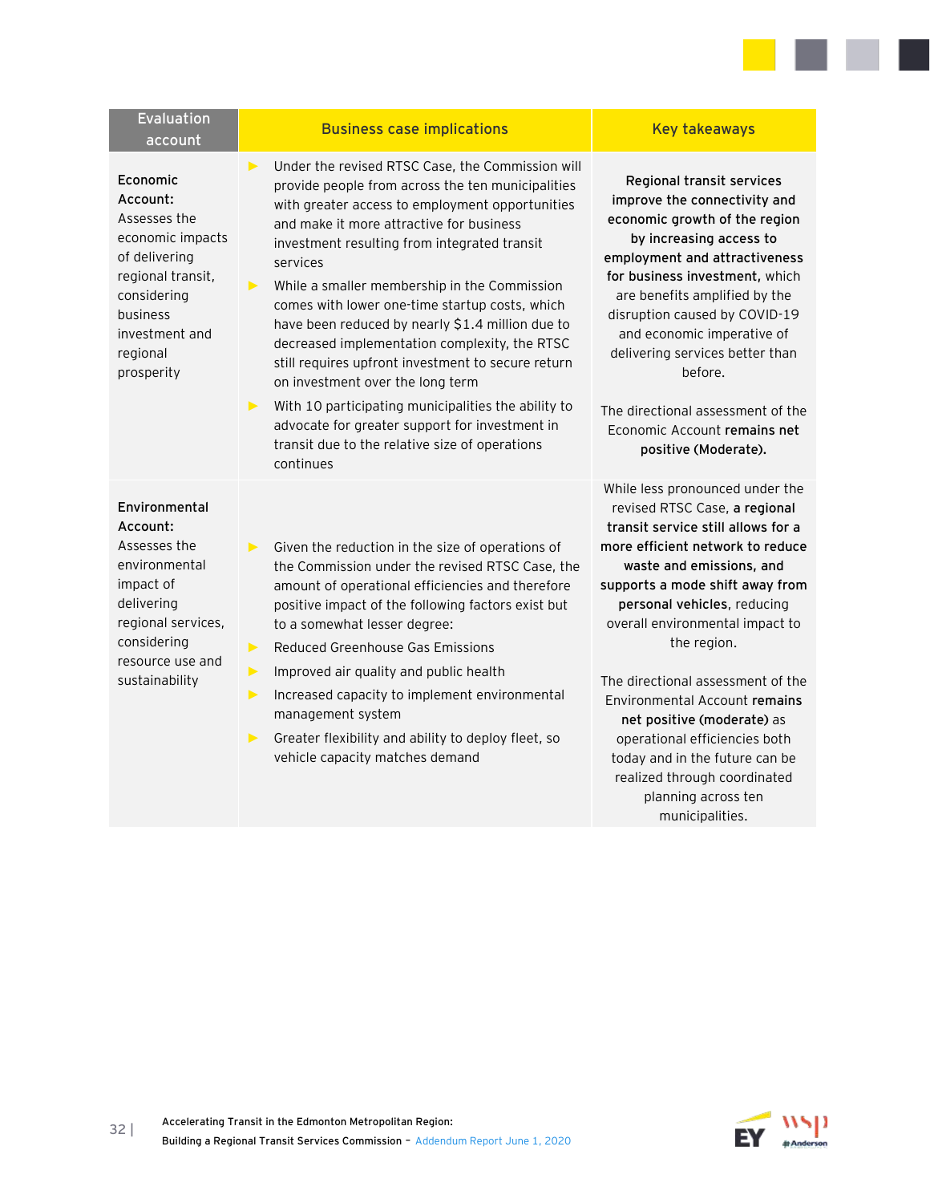| Evaluation account | Business case implications | Key takeaways |
|---|---|---|
| **Economic Account:** Assesses the economic impacts of delivering regional transit, considering business investment and regional prosperity | ▸ Under the revised RTSC Case, the Commission will provide people from across the ten municipalities with greater access to employment opportunities and make it more attractive for business investment resulting from integrated transit services<br>▸ While a smaller membership in the Commission comes with lower one-time startup costs, which have been reduced by nearly $1.4 million due to decreased implementation complexity, the RTSC still requires upfront investment to secure return on investment over the long term<br>▸ With 10 participating municipalities the ability to advocate for greater support for investment in transit due to the relative size of operations continues | **Regional transit services improve the connectivity and economic growth of the region by increasing access to employment and attractiveness for business investment,** which are benefits amplified by the disruption caused by COVID-19 and economic imperative of delivering services better than before.<br><br>The directional assessment of the Economic Account **remains net positive (Moderate).** |
| **Environmental Account:** Assesses the environmental impact of delivering regional services, considering resource use and sustainability | ▸ Given the reduction in the size of operations of the Commission under the revised RTSC Case, the amount of operational efficiencies and therefore positive impact of the following factors exist but to a somewhat lesser degree:<br>▸ Reduced Greenhouse Gas Emissions<br>▸ Improved air quality and public health<br>▸ Increased capacity to implement environmental management system<br>▸ Greater flexibility and ability to deploy fleet, so vehicle capacity matches demand | While less pronounced under the revised RTSC Case, **a regional transit service still allows for a more efficient network to reduce waste and emissions, and supports a mode shift away from personal vehicles**, reducing overall environmental impact to the region.<br><br>The directional assessment of the Environmental Account **remains net positive (moderate)** as operational efficiencies both today and in the future can be realized through coordinated planning across ten municipalities. |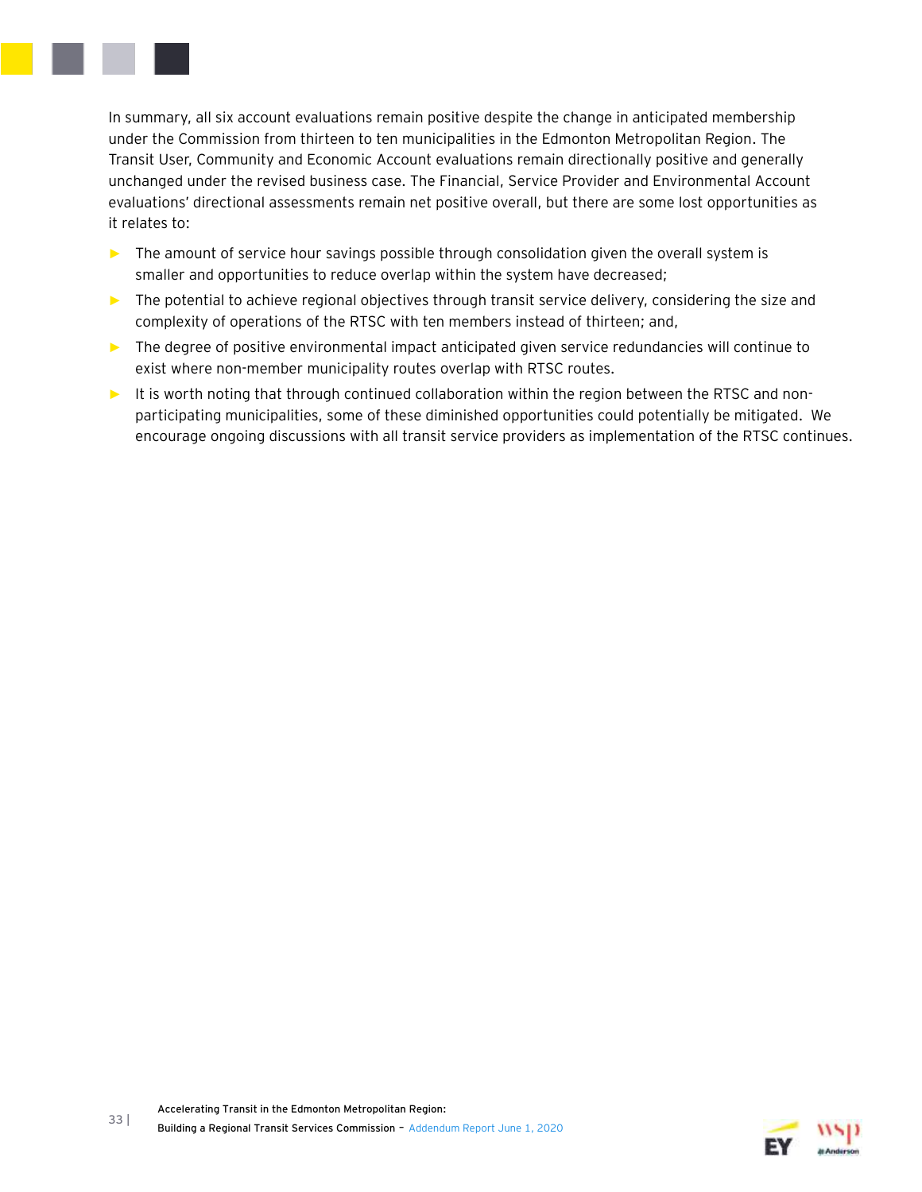In summary, all six account evaluations remain positive despite the change in anticipated membership under the Commission from thirteen to ten municipalities in the Edmonton Metropolitan Region. The Transit User, Community and Economic Account evaluations remain directionally positive and generally unchanged under the revised business case. The Financial, Service Provider and Environmental Account evaluations' directional assessments remain net positive overall, but there are some lost opportunities as it relates to:

- The amount of service hour savings possible through consolidation given the overall system is smaller and opportunities to reduce overlap within the system have decreased;
- The potential to achieve regional objectives through transit service delivery, considering the size and complexity of operations of the RTSC with ten members instead of thirteen; and,
- The degree of positive environmental impact anticipated given service redundancies will continue to exist where non-member municipality routes overlap with RTSC routes.
- It is worth noting that through continued collaboration within the region between the RTSC and non-participating municipalities, some of these diminished opportunities could potentially be mitigated. We encourage ongoing discussions with all transit service providers as implementation of the RTSC continues.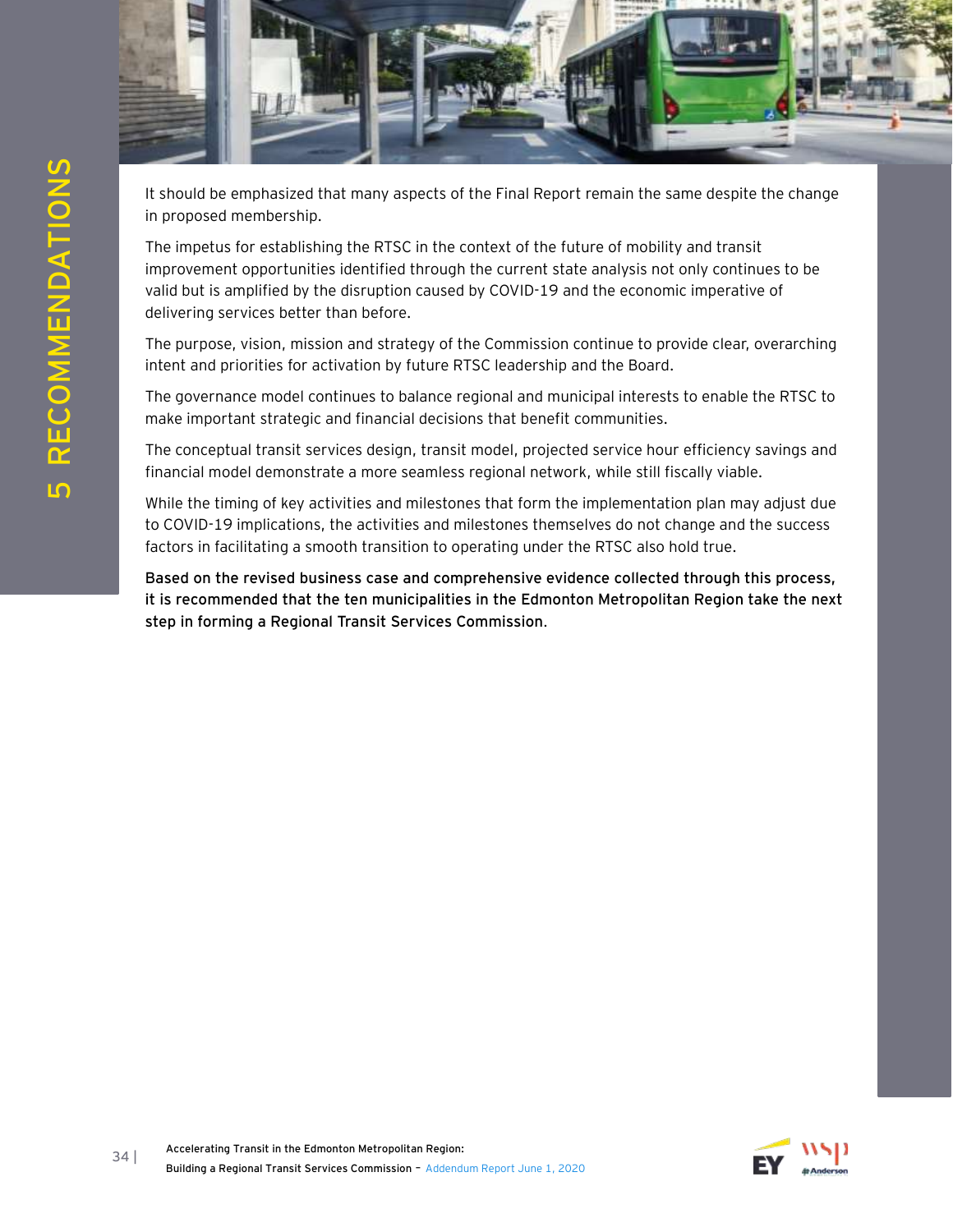# 5 RECOMMENDATIONS

It should be emphasized that many aspects of the Final Report remain the same despite the change in proposed membership.

The impetus for establishing the RTSC in the context of the future of mobility and transit improvement opportunities identified through the current state analysis not only continues to be valid but is amplified by the disruption caused by COVID-19 and the economic imperative of delivering services better than before.

The purpose, vision, mission and strategy of the Commission continue to provide clear, overarching intent and priorities for activation by future RTSC leadership and the Board.

The governance model continues to balance regional and municipal interests to enable the RTSC to make important strategic and financial decisions that benefit communities.

The conceptual transit services design, transit model, projected service hour efficiency savings and financial model demonstrate a more seamless regional network, while still fiscally viable.

While the timing of key activities and milestones that form the implementation plan may adjust due to COVID-19 implications, the activities and milestones themselves do not change and the success factors in facilitating a smooth transition to operating under the RTSC also hold true.

**Based on the revised business case and comprehensive evidence collected through this process, it is recommended that the ten municipalities in the Edmonton Metropolitan Region take the next step in forming a Regional Transit Services Commission.**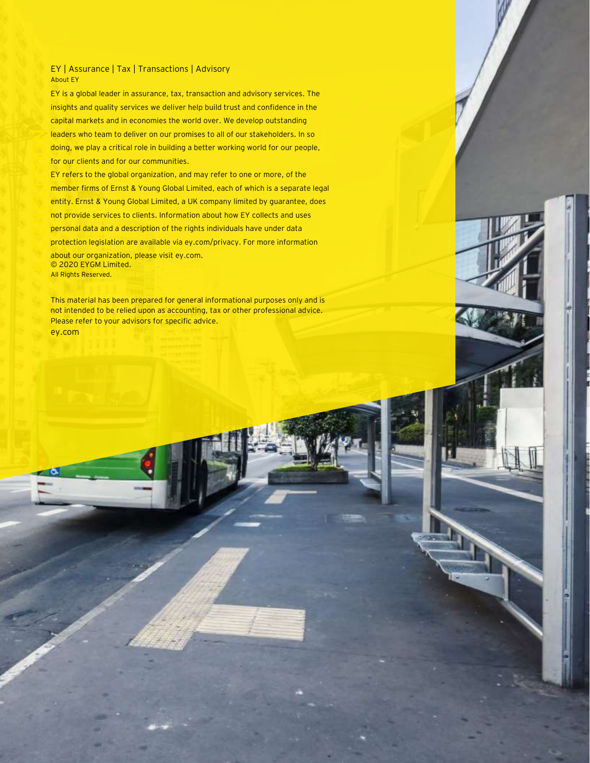EY | Assurance | Tax | Transactions | Advisory

About EY

EY is a global leader in assurance, tax, transaction and advisory services. The insights and quality services we deliver help build trust and confidence in the capital markets and in economies the world over. We develop outstanding leaders who team to deliver on our promises to all of our stakeholders. In so doing, we play a critical role in building a better working world for our people, for our clients and for our communities.

EY refers to the global organization, and may refer to one or more, of the member firms of Ernst & Young Global Limited, each of which is a separate legal entity. Ernst & Young Global Limited, a UK company limited by guarantee, does not provide services to clients. Information about how EY collects and uses personal data and a description of the rights individuals have under data protection legislation are available via ey.com/privacy. For more information about our organization, please visit ey.com.

© 2020 EYGM Limited.
All Rights Reserved.

This material has been prepared for general informational purposes only and is not intended to be relied upon as accounting, tax or other professional advice. Please refer to your advisors for specific advice.

ey.com